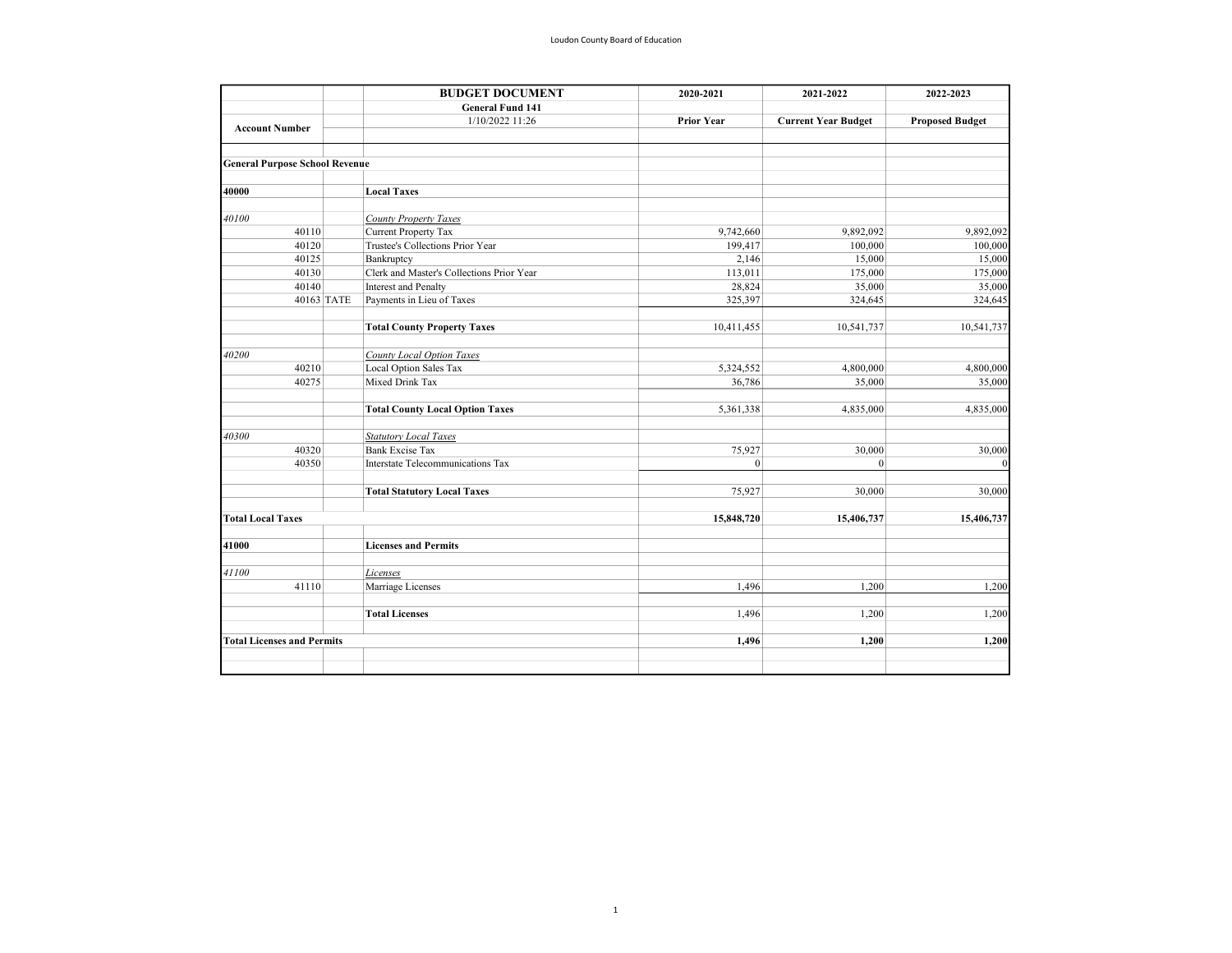| Account Number | | BUDGET DOCUMENT<br>General Fund 141<br>1/10/2022 11:26 | 2020-2021<br>Prior Year | 2021-2022<br>Current Year Budget | 2022-2023<br>Proposed Budget |
|---|---|---|---|---|---|
| **General Purpose School Revenue** | | | | | |
| **40000** | | **Local Taxes** | | | |
| *40100* | | *County Property Taxes* | | | |
| 40110 | | Current Property Tax | 9,742,660 | 9,892,092 | 9,892,092 |
| 40120 | | Trustee's Collections Prior Year | 199,417 | 100,000 | 100,000 |
| 40125 | | Bankruptcy | 2,146 | 15,000 | 15,000 |
| 40130 | | Clerk and Master's Collections Prior Year | 113,011 | 175,000 | 175,000 |
| 40140 | | Interest and Penalty | 28,824 | 35,000 | 35,000 |
| 40163 | TATE | Payments in Lieu of Taxes | 325,397 | 324,645 | 324,645 |
| | | **Total County Property Taxes** | 10,411,455 | 10,541,737 | 10,541,737 |
| *40200* | | *County Local Option Taxes* | | | |
| 40210 | | Local Option Sales Tax | 5,324,552 | 4,800,000 | 4,800,000 |
| 40275 | | Mixed Drink Tax | 36,786 | 35,000 | 35,000 |
| | | **Total County Local Option Taxes** | 5,361,338 | 4,835,000 | 4,835,000 |
| *40300* | | *Statutory Local Taxes* | | | |
| 40320 | | Bank Excise Tax | 75,927 | 30,000 | 30,000 |
| 40350 | | Interstate Telecommunications Tax | 0 | 0 | 0 |
| | | **Total Statutory Local Taxes** | 75,927 | 30,000 | 30,000 |
| **Total Local Taxes** | | | **15,848,720** | **15,406,737** | **15,406,737** |
| **41000** | | **Licenses and Permits** | | | |
| *41100* | | *Licenses* | | | |
| 41110 | | Marriage Licenses | 1,496 | 1,200 | 1,200 |
| | | **Total Licenses** | 1,496 | 1,200 | 1,200 |
| **Total Licenses and Permits** | | | **1,496** | **1,200** | **1,200** |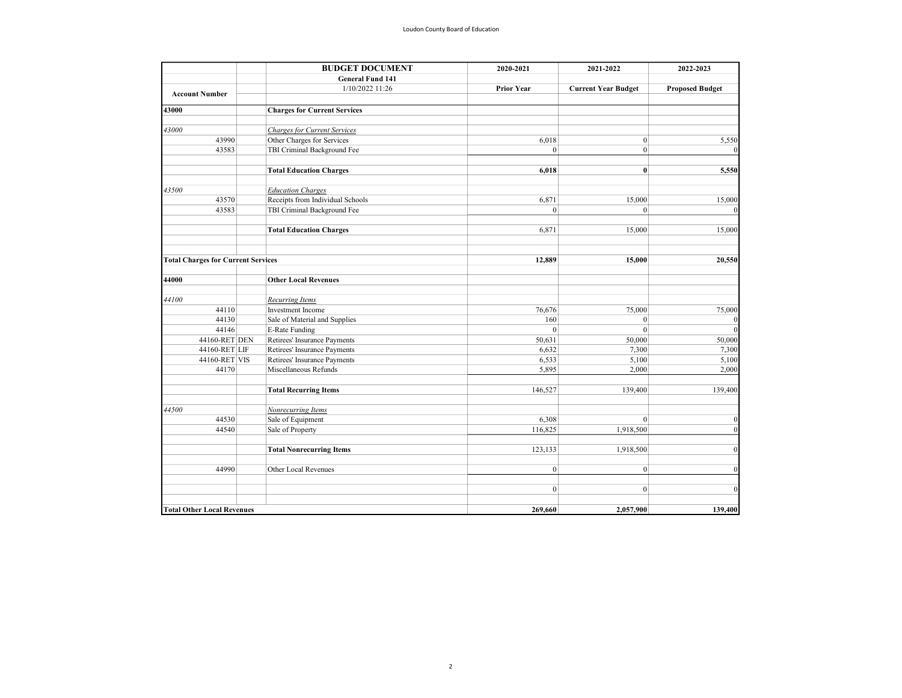| Account Number | | BUDGET DOCUMENT<br>General Fund 141<br>1/10/2022 11:26 | 2020-2021<br>Prior Year | 2021-2022<br>Current Year Budget | 2022-2023<br>Proposed Budget |
|---|---|---|---|---|---|
| **43000** | | **Charges for Current Services** | | | |
| *43000* | | *Charges for Current Services* | | | |
| 43990 | | Other Charges for Services | 6,018 | 0 | 5,550 |
| 43583 | | TBI Criminal Background Fee | 0 | 0 | 0 |
| | | **Total Education Charges** | **6,018** | **0** | **5,550** |
| *43500* | | *Education Charges* | | | |
| 43570 | | Receipts from Individual Schools | 6,871 | 15,000 | 15,000 |
| 43583 | | TBI Criminal Background Fee | 0 | 0 | 0 |
| | | **Total Education Charges** | 6,871 | 15,000 | 15,000 |
| **Total Charges for Current Services** | | | **12,889** | **15,000** | **20,550** |
| **44000** | | **Other Local Revenues** | | | |
| *44100* | | *Recurring Items* | | | |
| 44110 | | Investment Income | 76,676 | 75,000 | 75,000 |
| 44130 | | Sale of Material and Supplies | 160 | 0 | 0 |
| 44146 | | E-Rate Funding | 0 | 0 | 0 |
| 44160-RET | DEN | Retirees' Insurance Payments | 50,631 | 50,000 | 50,000 |
| 44160-RET | LIF | Retirees' Insurance Payments | 6,632 | 7,300 | 7,300 |
| 44160-RET | VIS | Retirees' Insurance Payments | 6,533 | 5,100 | 5,100 |
| 44170 | | Miscellaneous Refunds | 5,895 | 2,000 | 2,000 |
| | | **Total Recurring Items** | 146,527 | 139,400 | 139,400 |
| *44500* | | *Nonrecurring Items* | | | |
| 44530 | | Sale of Equipment | 6,308 | 0 | 0 |
| 44540 | | Sale of Property | 116,825 | 1,918,500 | 0 |
| | | **Total Nonrecurring Items** | 123,133 | 1,918,500 | 0 |
| 44990 | | Other Local Revenues | 0 | 0 | 0 |
| | | | 0 | 0 | 0 |
| **Total Other Local Revenues** | | | **269,660** | **2,057,900** | **139,400** |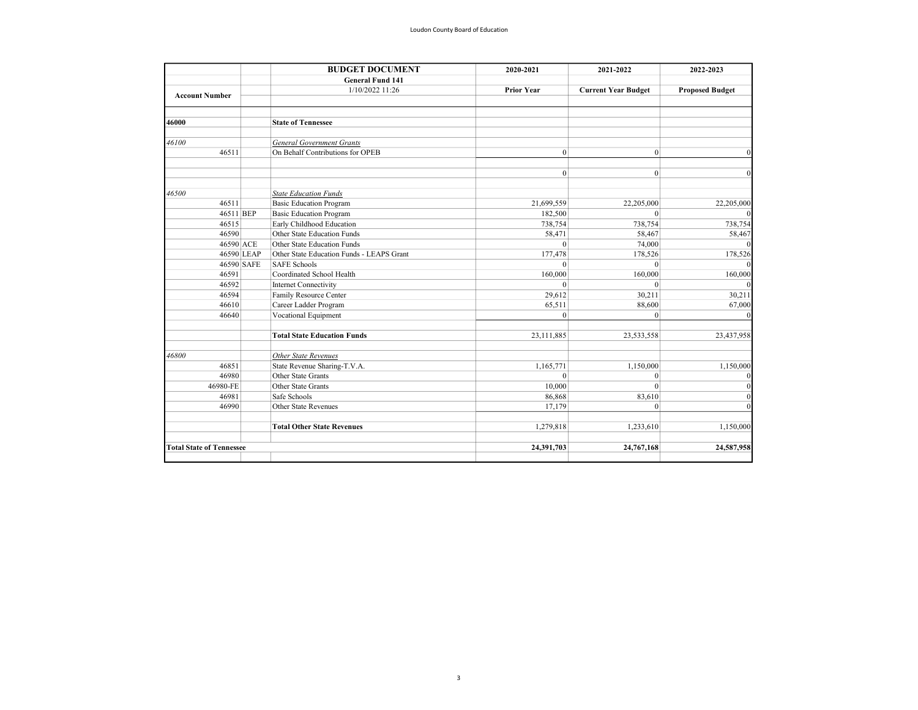| Account Number | | BUDGET DOCUMENT<br>General Fund 141<br>1/10/2022 11:26 | 2020-2021<br>Prior Year | 2021-2022<br>Current Year Budget | 2022-2023<br>Proposed Budget |
|---|---|---|---|---|---|
| **46000** | | **State of Tennessee** | | | |
| *46100* | | *General Government Grants* | | | |
| 46511 | | On Behalf Contributions for OPEB | 0 | 0 | 0 |
| | | | 0 | 0 | 0 |
| *46500* | | *State Education Funds* | | | |
| 46511 | | Basic Education Program | 21,699,559 | 22,205,000 | 22,205,000 |
| 46511 | BEP | Basic Education Program | 182,500 | 0 | 0 |
| 46515 | | Early Childhood Education | 738,754 | 738,754 | 738,754 |
| 46590 | | Other State Education Funds | 58,471 | 58,467 | 58,467 |
| 46590 | ACE | Other State Education Funds | 0 | 74,000 | 0 |
| 46590 | LEAP | Other State Education Funds - LEAPS Grant | 177,478 | 178,526 | 178,526 |
| 46590 | SAFE | SAFE Schools | 0 | 0 | 0 |
| 46591 | | Coordinated School Health | 160,000 | 160,000 | 160,000 |
| 46592 | | Internet Connectivity | 0 | 0 | 0 |
| 46594 | | Family Resource Center | 29,612 | 30,211 | 30,211 |
| 46610 | | Career Ladder Program | 65,511 | 88,600 | 67,000 |
| 46640 | | Vocational Equipment | 0 | 0 | 0 |
| | | **Total State Education Funds** | 23,111,885 | 23,533,558 | 23,437,958 |
| *46800* | | *Other State Revenues* | | | |
| 46851 | | State Revenue Sharing-T.V.A. | 1,165,771 | 1,150,000 | 1,150,000 |
| 46980 | | Other State Grants | 0 | 0 | 0 |
| 46980-FE | | Other State Grants | 10,000 | 0 | 0 |
| 46981 | | Safe Schools | 86,868 | 83,610 | 0 |
| 46990 | | Other State Revenues | 17,179 | 0 | 0 |
| | | **Total Other State Revenues** | 1,279,818 | 1,233,610 | 1,150,000 |
| **Total State of Tennessee** | | | **24,391,703** | **24,767,168** | **24,587,958** |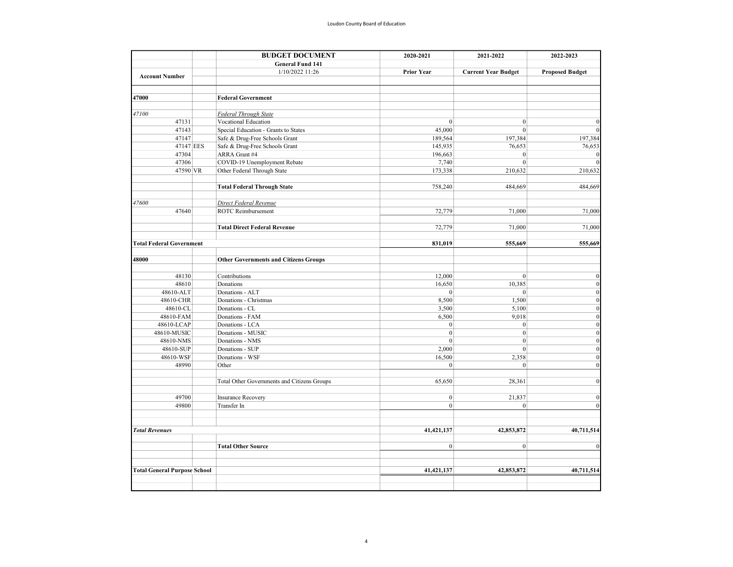| Account Number | | BUDGET DOCUMENT<br>General Fund 141<br>1/10/2022 11:26 | 2020-2021<br>Prior Year | 2021-2022<br>Current Year Budget | 2022-2023<br>Proposed Budget |
|---|---|---|---|---|---|
| **47000** | | **Federal Government** | | | |
| *47100* | | *Federal Through State* | | | |
| 47131 | | Vocational Education | 0 | 0 | 0 |
| 47143 | | Special Education - Grants to States | 45,000 | 0 | 0 |
| 47147 | | Safe & Drug-Free Schools Grant | 189,564 | 197,384 | 197,384 |
| 47147 | EES | Safe & Drug-Free Schools Grant | 145,935 | 76,653 | 76,653 |
| 47304 | | ARRA Grant #4 | 196,663 | 0 | 0 |
| 47306 | | COVID-19 Unemployment Rebate | 7,740 | 0 | 0 |
| 47590 | VR | Other Federal Through State | 173,338 | 210,632 | 210,632 |
| | | **Total Federal Through State** | 758,240 | 484,669 | 484,669 |
| *47600* | | *Direct Federal Revenue* | | | |
| 47640 | | ROTC Reimbursement | 72,779 | 71,000 | 71,000 |
| | | **Total Direct Federal Revenue** | 72,779 | 71,000 | 71,000 |
| **Total Federal Government** | | | **831,019** | **555,669** | **555,669** |
| **48000** | | **Other Governments and Citizens Groups** | | | |
| 48130 | | Contributions | 12,000 | 0 | 0 |
| 48610 | | Donations | 16,650 | 10,385 | 0 |
| 48610-ALT | | Donations - ALT | 0 | 0 | 0 |
| 48610-CHR | | Donations - Christmas | 8,500 | 1,500 | 0 |
| 48610-CL | | Donations - CL | 3,500 | 5,100 | 0 |
| 48610-FAM | | Donations - FAM | 6,500 | 9,018 | 0 |
| 48610-LCAP | | Donations - LCA | 0 | 0 | 0 |
| 48610-MUSIC | | Donations - MUSIC | 0 | 0 | 0 |
| 48610-NMS | | Donations - NMS | 0 | 0 | 0 |
| 48610-SUP | | Donations - SUP | 2,000 | 0 | 0 |
| 48610-WSF | | Donations - WSF | 16,500 | 2,358 | 0 |
| 48990 | | Other | 0 | 0 | 0 |
| | | Total Other Governments and Citizens Groups | 65,650 | 28,361 | 0 |
| 49700 | | Insurance Recovery | 0 | 21,837 | 0 |
| 49800 | | Transfer In | 0 | 0 | 0 |
| ***Total Revenues*** | | | **41,421,137** | **42,853,872** | **40,711,514** |
| | | **Total Other Source** | 0 | 0 | 0 |
| **Total General Purpose School** | | | **41,421,137** | **42,853,872** | **40,711,514** |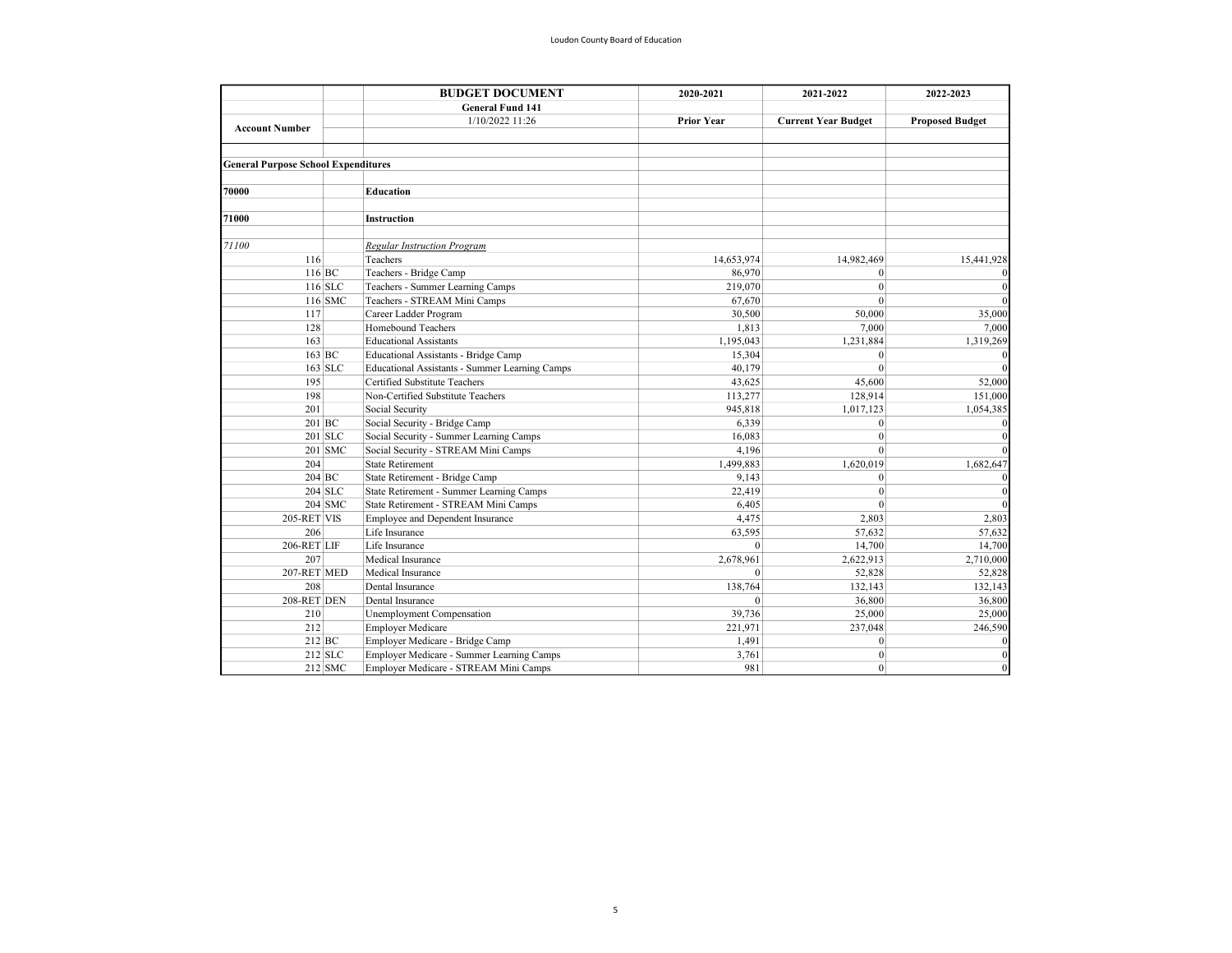Loudon County Board of Education

| Account Number | | BUDGET DOCUMENT | 2020-2021 | 2021-2022 | 2022-2023 |
|---|---|---|---|---|---|
| | | **General Fund 141** | | | |
| | | 1/10/2022 11:26 | **Prior Year** | **Current Year Budget** | **Proposed Budget** |
| **General Purpose School Expenditures** | | | | | |
| **70000** | | **Education** | | | |
| **71000** | | **Instruction** | | | |
| *71100* | | *Regular Instruction Program* | | | |
| 116 | | Teachers | 14,653,974 | 14,982,469 | 15,441,928 |
| 116 | BC | Teachers - Bridge Camp | 86,970 | 0 | 0 |
| 116 | SLC | Teachers - Summer Learning Camps | 219,070 | 0 | 0 |
| 116 | SMC | Teachers - STREAM Mini Camps | 67,670 | 0 | 0 |
| 117 | | Career Ladder Program | 30,500 | 50,000 | 35,000 |
| 128 | | Homebound Teachers | 1,813 | 7,000 | 7,000 |
| 163 | | Educational Assistants | 1,195,043 | 1,231,884 | 1,319,269 |
| 163 | BC | Educational Assistants - Bridge Camp | 15,304 | 0 | 0 |
| 163 | SLC | Educational Assistants - Summer Learning Camps | 40,179 | 0 | 0 |
| 195 | | Certified Substitute Teachers | 43,625 | 45,600 | 52,000 |
| 198 | | Non-Certified Substitute Teachers | 113,277 | 128,914 | 151,000 |
| 201 | | Social Security | 945,818 | 1,017,123 | 1,054,385 |
| 201 | BC | Social Security - Bridge Camp | 6,339 | 0 | 0 |
| 201 | SLC | Social Security - Summer Learning Camps | 16,083 | 0 | 0 |
| 201 | SMC | Social Security - STREAM Mini Camps | 4,196 | 0 | 0 |
| 204 | | State Retirement | 1,499,883 | 1,620,019 | 1,682,647 |
| 204 | BC | State Retirement - Bridge Camp | 9,143 | 0 | 0 |
| 204 | SLC | State Retirement - Summer Learning Camps | 22,419 | 0 | 0 |
| 204 | SMC | State Retirement - STREAM Mini Camps | 6,405 | 0 | 0 |
| 205-RET | VIS | Employee and Dependent Insurance | 4,475 | 2,803 | 2,803 |
| 206 | | Life Insurance | 63,595 | 57,632 | 57,632 |
| 206-RET | LIF | Life Insurance | 0 | 14,700 | 14,700 |
| 207 | | Medical Insurance | 2,678,961 | 2,622,913 | 2,710,000 |
| 207-RET | MED | Medical Insurance | 0 | 52,828 | 52,828 |
| 208 | | Dental Insurance | 138,764 | 132,143 | 132,143 |
| 208-RET | DEN | Dental Insurance | 0 | 36,800 | 36,800 |
| 210 | | Unemployment Compensation | 39,736 | 25,000 | 25,000 |
| 212 | | Employer Medicare | 221,971 | 237,048 | 246,590 |
| 212 | BC | Employer Medicare - Bridge Camp | 1,491 | 0 | 0 |
| 212 | SLC | Employer Medicare - Summer Learning Camps | 3,761 | 0 | 0 |
| 212 | SMC | Employer Medicare - STREAM Mini Camps | 981 | 0 | 0 |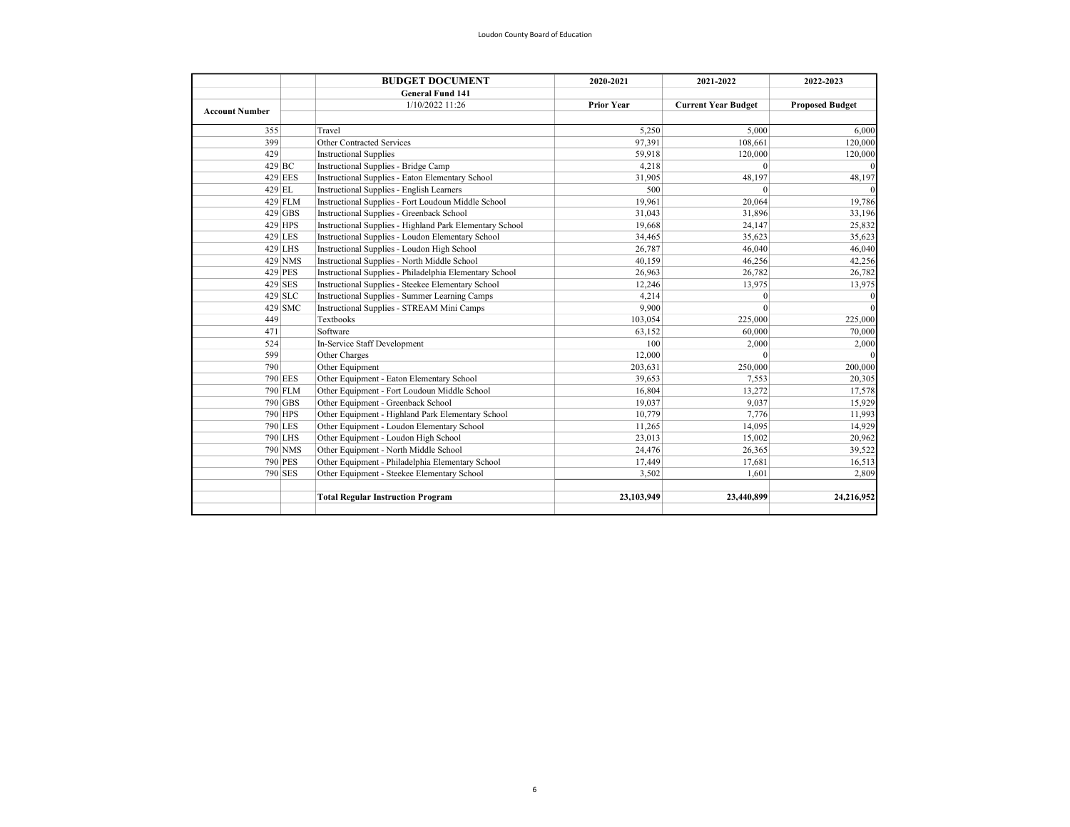| Account Number | | BUDGET DOCUMENT | 2020-2021 | 2021-2022 | 2022-2023 |
|---|---|---|---|---|---|
| | | General Fund 141 | | | |
| | | 1/10/2022 11:26 | Prior Year | Current Year Budget | Proposed Budget |
| 355 | | Travel | 5,250 | 5,000 | 6,000 |
| 399 | | Other Contracted Services | 97,391 | 108,661 | 120,000 |
| 429 | | Instructional Supplies | 59,918 | 120,000 | 120,000 |
| 429 | BC | Instructional Supplies - Bridge Camp | 4,218 | 0 | 0 |
| 429 | EES | Instructional Supplies - Eaton Elementary School | 31,905 | 48,197 | 48,197 |
| 429 | EL | Instructional Supplies - English Learners | 500 | 0 | 0 |
| 429 | FLM | Instructional Supplies - Fort Loudoun Middle School | 19,961 | 20,064 | 19,786 |
| 429 | GBS | Instructional Supplies - Greenback School | 31,043 | 31,896 | 33,196 |
| 429 | HPS | Instructional Supplies - Highland Park Elementary School | 19,668 | 24,147 | 25,832 |
| 429 | LES | Instructional Supplies - Loudon Elementary School | 34,465 | 35,623 | 35,623 |
| 429 | LHS | Instructional Supplies - Loudon High School | 26,787 | 46,040 | 46,040 |
| 429 | NMS | Instructional Supplies - North Middle School | 40,159 | 46,256 | 42,256 |
| 429 | PES | Instructional Supplies - Philadelphia Elementary School | 26,963 | 26,782 | 26,782 |
| 429 | SES | Instructional Supplies - Steekee Elementary School | 12,246 | 13,975 | 13,975 |
| 429 | SLC | Instructional Supplies - Summer Learning Camps | 4,214 | 0 | 0 |
| 429 | SMC | Instructional Supplies - STREAM Mini Camps | 9,900 | 0 | 0 |
| 449 | | Textbooks | 103,054 | 225,000 | 225,000 |
| 471 | | Software | 63,152 | 60,000 | 70,000 |
| 524 | | In-Service Staff Development | 100 | 2,000 | 2,000 |
| 599 | | Other Charges | 12,000 | 0 | 0 |
| 790 | | Other Equipment | 203,631 | 250,000 | 200,000 |
| 790 | EES | Other Equipment - Eaton Elementary School | 39,653 | 7,553 | 20,305 |
| 790 | FLM | Other Equipment - Fort Loudoun Middle School | 16,804 | 13,272 | 17,578 |
| 790 | GBS | Other Equipment - Greenback School | 19,037 | 9,037 | 15,929 |
| 790 | HPS | Other Equipment - Highland Park Elementary School | 10,779 | 7,776 | 11,993 |
| 790 | LES | Other Equipment - Loudon Elementary School | 11,265 | 14,095 | 14,929 |
| 790 | LHS | Other Equipment - Loudon High School | 23,013 | 15,002 | 20,962 |
| 790 | NMS | Other Equipment - North Middle School | 24,476 | 26,365 | 39,522 |
| 790 | PES | Other Equipment - Philadelphia Elementary School | 17,449 | 17,681 | 16,513 |
| 790 | SES | Other Equipment - Steekee Elementary School | 3,502 | 1,601 | 2,809 |
| | | **Total Regular Instruction Program** | **23,103,949** | **23,440,899** | **24,216,952** |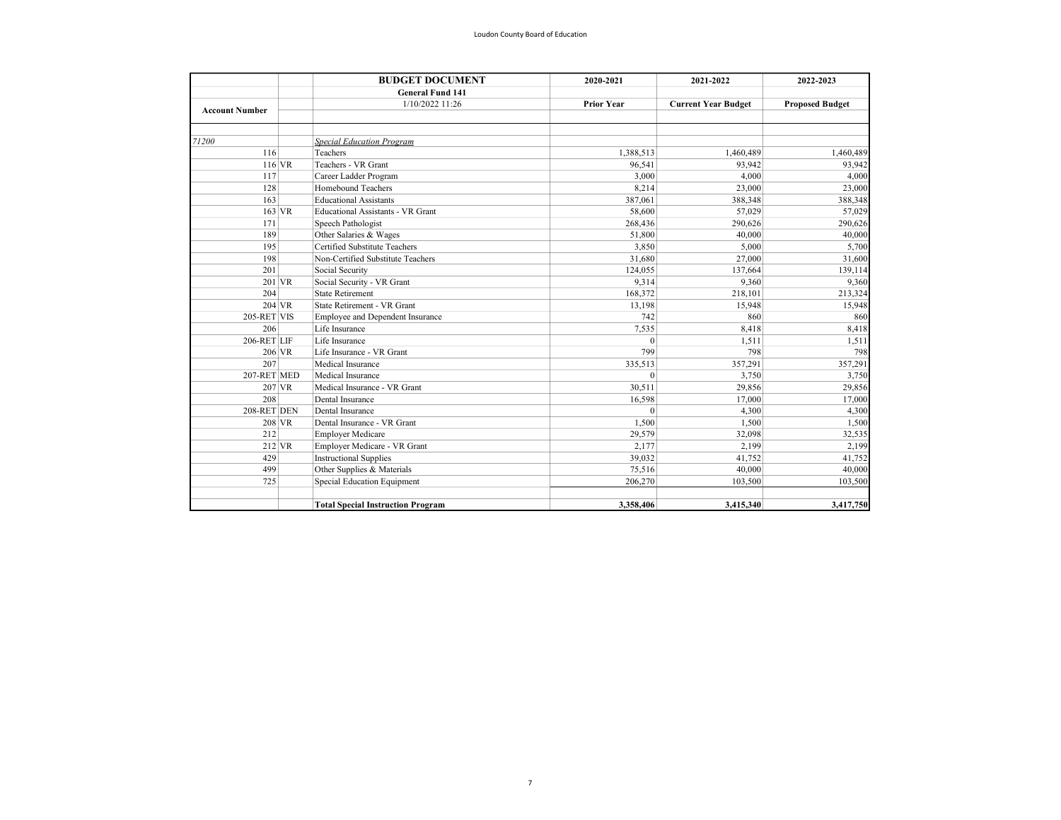Loudon County Board of Education

| Account Number | | BUDGET DOCUMENT | 2020-2021 | 2021-2022 | 2022-2023 |
|---|---|---|---|---|---|
| | | General Fund 141 | | | |
| | | 1/10/2022 11:26 | Prior Year | Current Year Budget | Proposed Budget |
| | | | | | |
| *71200* | | ***Special Education Program*** | | | |
| 116 | | Teachers | 1,388,513 | 1,460,489 | 1,460,489 |
| 116 | VR | Teachers - VR Grant | 96,541 | 93,942 | 93,942 |
| 117 | | Career Ladder Program | 3,000 | 4,000 | 4,000 |
| 128 | | Homebound Teachers | 8,214 | 23,000 | 23,000 |
| 163 | | Educational Assistants | 387,061 | 388,348 | 388,348 |
| 163 | VR | Educational Assistants - VR Grant | 58,600 | 57,029 | 57,029 |
| 171 | | Speech Pathologist | 268,436 | 290,626 | 290,626 |
| 189 | | Other Salaries & Wages | 51,800 | 40,000 | 40,000 |
| 195 | | Certified Substitute Teachers | 3,850 | 5,000 | 5,700 |
| 198 | | Non-Certified Substitute Teachers | 31,680 | 27,000 | 31,600 |
| 201 | | Social Security | 124,055 | 137,664 | 139,114 |
| 201 | VR | Social Security - VR Grant | 9,314 | 9,360 | 9,360 |
| 204 | | State Retirement | 168,372 | 218,101 | 213,324 |
| 204 | VR | State Retirement - VR Grant | 13,198 | 15,948 | 15,948 |
| 205-RET | VIS | Employee and Dependent Insurance | 742 | 860 | 860 |
| 206 | | Life Insurance | 7,535 | 8,418 | 8,418 |
| 206-RET | LIF | Life Insurance | 0 | 1,511 | 1,511 |
| 206 | VR | Life Insurance - VR Grant | 799 | 798 | 798 |
| 207 | | Medical Insurance | 335,513 | 357,291 | 357,291 |
| 207-RET | MED | Medical Insurance | 0 | 3,750 | 3,750 |
| 207 | VR | Medical Insurance - VR Grant | 30,511 | 29,856 | 29,856 |
| 208 | | Dental Insurance | 16,598 | 17,000 | 17,000 |
| 208-RET | DEN | Dental Insurance | 0 | 4,300 | 4,300 |
| 208 | VR | Dental Insurance - VR Grant | 1,500 | 1,500 | 1,500 |
| 212 | | Employer Medicare | 29,579 | 32,098 | 32,535 |
| 212 | VR | Employer Medicare - VR Grant | 2,177 | 2,199 | 2,199 |
| 429 | | Instructional Supplies | 39,032 | 41,752 | 41,752 |
| 499 | | Other Supplies & Materials | 75,516 | 40,000 | 40,000 |
| 725 | | Special Education Equipment | 206,270 | 103,500 | 103,500 |
| | | | | | |
| | | **Total Special Instruction Program** | **3,358,406** | **3,415,340** | **3,417,750** |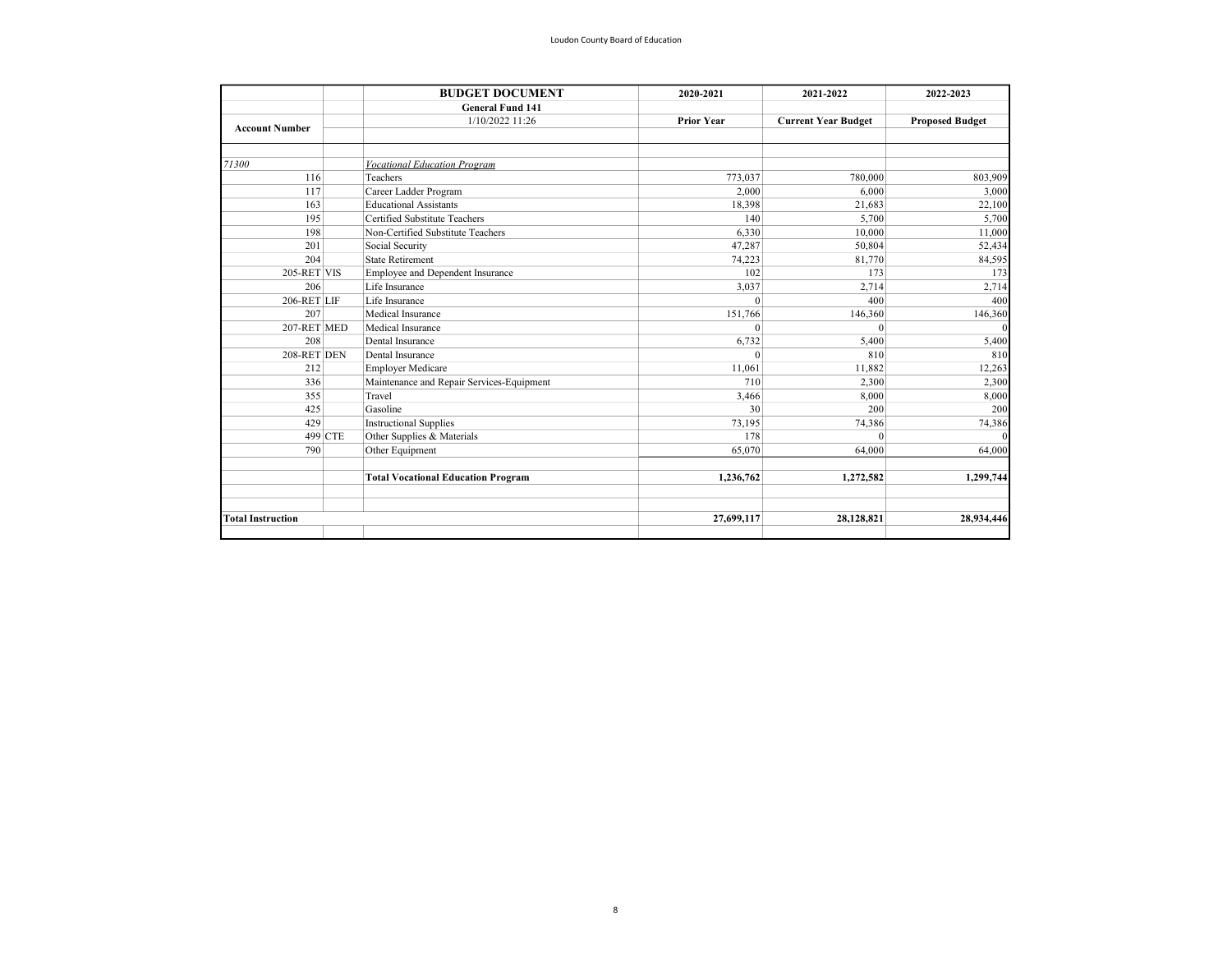| Account Number | | BUDGET DOCUMENT | 2020-2021 | 2021-2022 | 2022-2023 |
|---|---|---|---|---|---|
| | | General Fund 141 | | | |
| | | 1/10/2022 11:26 | Prior Year | Current Year Budget | Proposed Budget |
| | | | | | |
| 71300 | | *Vocational Education Program* | | | |
| 116 | | Teachers | 773,037 | 780,000 | 803,909 |
| 117 | | Career Ladder Program | 2,000 | 6,000 | 3,000 |
| 163 | | Educational Assistants | 18,398 | 21,683 | 22,100 |
| 195 | | Certified Substitute Teachers | 140 | 5,700 | 5,700 |
| 198 | | Non-Certified Substitute Teachers | 6,330 | 10,000 | 11,000 |
| 201 | | Social Security | 47,287 | 50,804 | 52,434 |
| 204 | | State Retirement | 74,223 | 81,770 | 84,595 |
| 205-RET | VIS | Employee and Dependent Insurance | 102 | 173 | 173 |
| 206 | | Life Insurance | 3,037 | 2,714 | 2,714 |
| 206-RET | LIF | Life Insurance | 0 | 400 | 400 |
| 207 | | Medical Insurance | 151,766 | 146,360 | 146,360 |
| 207-RET | MED | Medical Insurance | 0 | 0 | 0 |
| 208 | | Dental Insurance | 6,732 | 5,400 | 5,400 |
| 208-RET | DEN | Dental Insurance | 0 | 810 | 810 |
| 212 | | Employer Medicare | 11,061 | 11,882 | 12,263 |
| 336 | | Maintenance and Repair Services-Equipment | 710 | 2,300 | 2,300 |
| 355 | | Travel | 3,466 | 8,000 | 8,000 |
| 425 | | Gasoline | 30 | 200 | 200 |
| 429 | | Instructional Supplies | 73,195 | 74,386 | 74,386 |
| 499 | CTE | Other Supplies & Materials | 178 | 0 | 0 |
| 790 | | Other Equipment | 65,070 | 64,000 | 64,000 |
| | | | | | |
| | | **Total Vocational Education Program** | **1,236,762** | **1,272,582** | **1,299,744** |
| | | | | | |
| **Total Instruction** | | | **27,699,117** | **28,128,821** | **28,934,446** |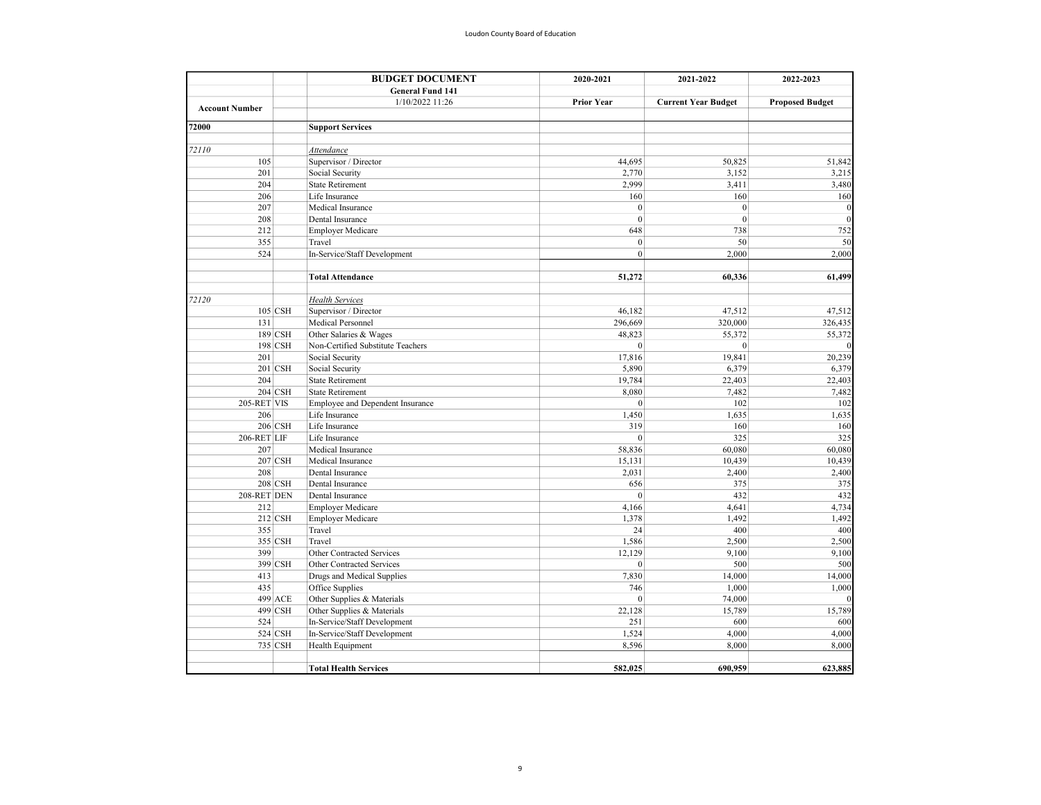| Account Number | | BUDGET DOCUMENT | 2020-2021 | 2021-2022 | 2022-2023 |
|---|---|---|---|---|---|
| | | **General Fund 141** | | | |
| | | 1/10/2022 11:26 | **Prior Year** | **Current Year Budget** | **Proposed Budget** |
| **72000** | | **Support Services** | | | |
| *72110* | | *Attendance* | | | |
| 105 | | Supervisor / Director | 44,695 | 50,825 | 51,842 |
| 201 | | Social Security | 2,770 | 3,152 | 3,215 |
| 204 | | State Retirement | 2,999 | 3,411 | 3,480 |
| 206 | | Life Insurance | 160 | 160 | 160 |
| 207 | | Medical Insurance | 0 | 0 | 0 |
| 208 | | Dental Insurance | 0 | 0 | 0 |
| 212 | | Employer Medicare | 648 | 738 | 752 |
| 355 | | Travel | 0 | 50 | 50 |
| 524 | | In-Service/Staff Development | 0 | 2,000 | 2,000 |
| | | **Total Attendance** | **51,272** | **60,336** | **61,499** |
| *72120* | | *Health Services* | | | |
| 105 | CSH | Supervisor / Director | 46,182 | 47,512 | 47,512 |
| 131 | | Medical Personnel | 296,669 | 320,000 | 326,435 |
| 189 | CSH | Other Salaries & Wages | 48,823 | 55,372 | 55,372 |
| 198 | CSH | Non-Certified Substitute Teachers | 0 | 0 | 0 |
| 201 | | Social Security | 17,816 | 19,841 | 20,239 |
| 201 | CSH | Social Security | 5,890 | 6,379 | 6,379 |
| 204 | | State Retirement | 19,784 | 22,403 | 22,403 |
| 204 | CSH | State Retirement | 8,080 | 7,482 | 7,482 |
| 205-RET | VIS | Employee and Dependent Insurance | 0 | 102 | 102 |
| 206 | | Life Insurance | 1,450 | 1,635 | 1,635 |
| 206 | CSH | Life Insurance | 319 | 160 | 160 |
| 206-RET | LIF | Life Insurance | 0 | 325 | 325 |
| 207 | | Medical Insurance | 58,836 | 60,080 | 60,080 |
| 207 | CSH | Medical Insurance | 15,131 | 10,439 | 10,439 |
| 208 | | Dental Insurance | 2,031 | 2,400 | 2,400 |
| 208 | CSH | Dental Insurance | 656 | 375 | 375 |
| 208-RET | DEN | Dental Insurance | 0 | 432 | 432 |
| 212 | | Employer Medicare | 4,166 | 4,641 | 4,734 |
| 212 | CSH | Employer Medicare | 1,378 | 1,492 | 1,492 |
| 355 | | Travel | 24 | 400 | 400 |
| 355 | CSH | Travel | 1,586 | 2,500 | 2,500 |
| 399 | | Other Contracted Services | 12,129 | 9,100 | 9,100 |
| 399 | CSH | Other Contracted Services | 0 | 500 | 500 |
| 413 | | Drugs and Medical Supplies | 7,830 | 14,000 | 14,000 |
| 435 | | Office Supplies | 746 | 1,000 | 1,000 |
| 499 | ACE | Other Supplies & Materials | 0 | 74,000 | 0 |
| 499 | CSH | Other Supplies & Materials | 22,128 | 15,789 | 15,789 |
| 524 | | In-Service/Staff Development | 251 | 600 | 600 |
| 524 | CSH | In-Service/Staff Development | 1,524 | 4,000 | 4,000 |
| 735 | CSH | Health Equipment | 8,596 | 8,000 | 8,000 |
| | | **Total Health Services** | **582,025** | **690,959** | **623,885** |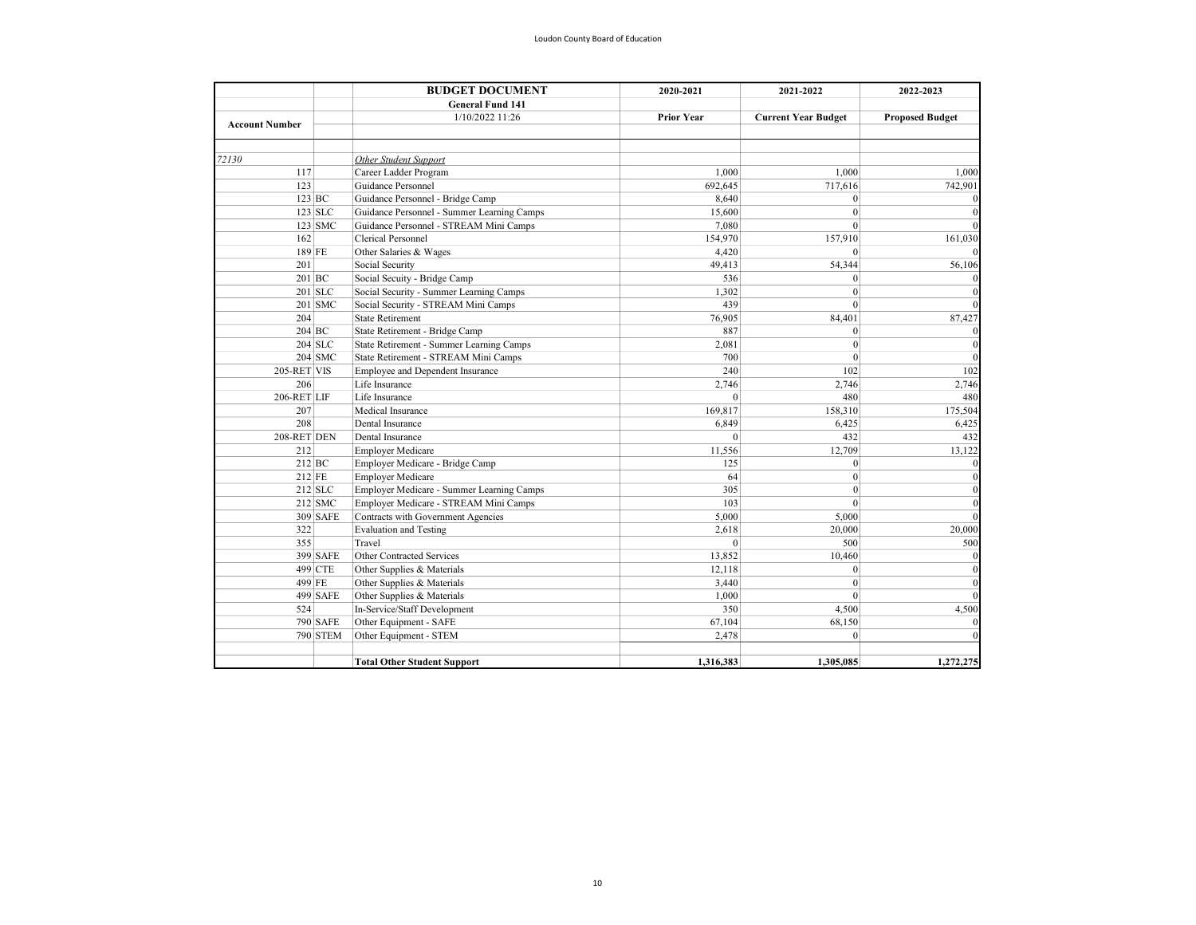| Account Number | | BUDGET DOCUMENT | 2020-2021 | 2021-2022 | 2022-2023 |
|---|---|---|---|---|---|
| | | General Fund 141 | | | |
| | | 1/10/2022 11:26 | Prior Year | Current Year Budget | Proposed Budget |
| | | | | | |
| *72130* | | *Other Student Support* | | | |
| 117 | | Career Ladder Program | 1,000 | 1,000 | 1,000 |
| 123 | | Guidance Personnel | 692,645 | 717,616 | 742,901 |
| 123 | BC | Guidance Personnel - Bridge Camp | 8,640 | 0 | 0 |
| 123 | SLC | Guidance Personnel - Summer Learning Camps | 15,600 | 0 | 0 |
| 123 | SMC | Guidance Personnel - STREAM Mini Camps | 7,080 | 0 | 0 |
| 162 | | Clerical Personnel | 154,970 | 157,910 | 161,030 |
| 189 | FE | Other Salaries & Wages | 4,420 | 0 | 0 |
| 201 | | Social Security | 49,413 | 54,344 | 56,106 |
| 201 | BC | Social Secuity - Bridge Camp | 536 | 0 | 0 |
| 201 | SLC | Social Security - Summer Learning Camps | 1,302 | 0 | 0 |
| 201 | SMC | Social Security - STREAM Mini Camps | 439 | 0 | 0 |
| 204 | | State Retirement | 76,905 | 84,401 | 87,427 |
| 204 | BC | State Retirement - Bridge Camp | 887 | 0 | 0 |
| 204 | SLC | State Retirement - Summer Learning Camps | 2,081 | 0 | 0 |
| 204 | SMC | State Retirement - STREAM Mini Camps | 700 | 0 | 0 |
| 205-RET | VIS | Employee and Dependent Insurance | 240 | 102 | 102 |
| 206 | | Life Insurance | 2,746 | 2,746 | 2,746 |
| 206-RET | LIF | Life Insurance | 0 | 480 | 480 |
| 207 | | Medical Insurance | 169,817 | 158,310 | 175,504 |
| 208 | | Dental Insurance | 6,849 | 6,425 | 6,425 |
| 208-RET | DEN | Dental Insurance | 0 | 432 | 432 |
| 212 | | Employer Medicare | 11,556 | 12,709 | 13,122 |
| 212 | BC | Employer Medicare - Bridge Camp | 125 | 0 | 0 |
| 212 | FE | Employer Medicare | 64 | 0 | 0 |
| 212 | SLC | Employer Medicare - Summer Learning Camps | 305 | 0 | 0 |
| 212 | SMC | Employer Medicare - STREAM Mini Camps | 103 | 0 | 0 |
| 309 | SAFE | Contracts with Government Agencies | 5,000 | 5,000 | 0 |
| 322 | | Evaluation and Testing | 2,618 | 20,000 | 20,000 |
| 355 | | Travel | 0 | 500 | 500 |
| 399 | SAFE | Other Contracted Services | 13,852 | 10,460 | 0 |
| 499 | CTE | Other Supplies & Materials | 12,118 | 0 | 0 |
| 499 | FE | Other Supplies & Materials | 3,440 | 0 | 0 |
| 499 | SAFE | Other Supplies & Materials | 1,000 | 0 | 0 |
| 524 | | In-Service/Staff Development | 350 | 4,500 | 4,500 |
| 790 | SAFE | Other Equipment - SAFE | 67,104 | 68,150 | 0 |
| 790 | STEM | Other Equipment - STEM | 2,478 | 0 | 0 |
| | | | | | |
| | | **Total Other Student Support** | **1,316,383** | **1,305,085** | **1,272,275** |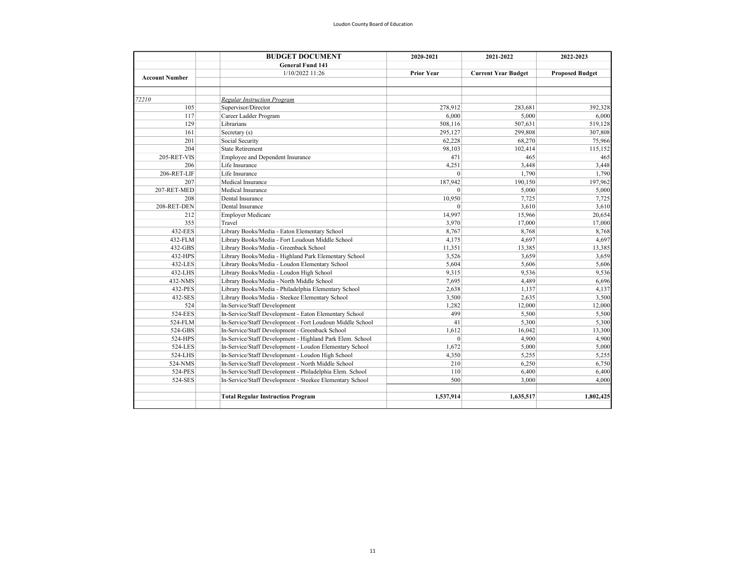| Account Number | | BUDGET DOCUMENT<br>General Fund 141<br>1/10/2022 11:26 | 2020-2021<br>Prior Year | 2021-2022<br>Current Year Budget | 2022-2023<br>Proposed Budget |
|---|---|---|---|---|---|
| *72210* | | ***Regular Instruction Program*** | | | |
| 105 | | Supervisor/Director | 278,912 | 283,681 | 392,328 |
| 117 | | Career Ladder Program | 6,000 | 5,000 | 6,000 |
| 129 | | Librarians | 508,116 | 507,631 | 519,128 |
| 161 | | Secretary (s) | 295,127 | 299,808 | 307,808 |
| 201 | | Social Security | 62,228 | 68,270 | 75,966 |
| 204 | | State Retirement | 98,103 | 102,414 | 115,152 |
| 205-RET-VIS | | Employee and Dependent Insurance | 471 | 465 | 465 |
| 206 | | Life Insurance | 4,251 | 3,448 | 3,448 |
| 206-RET-LIF | | Life Insurance | 0 | 1,790 | 1,790 |
| 207 | | Medical Insurance | 187,942 | 190,150 | 197,962 |
| 207-RET-MED | | Medical Insurance | 0 | 5,000 | 5,000 |
| 208 | | Dental Insurance | 10,950 | 7,725 | 7,725 |
| 208-RET-DEN | | Dental Insurance | 0 | 3,610 | 3,610 |
| 212 | | Employer Medicare | 14,997 | 15,966 | 20,654 |
| 355 | | Travel | 3,970 | 17,000 | 17,000 |
| 432-EES | | Library Books/Media - Eaton Elementary School | 8,767 | 8,768 | 8,768 |
| 432-FLM | | Library Books/Media - Fort Loudoun Middle School | 4,175 | 4,697 | 4,697 |
| 432-GBS | | Library Books/Media - Greenback School | 11,351 | 13,385 | 13,385 |
| 432-HPS | | Library Books/Media - Highland Park Elementary School | 3,526 | 3,659 | 3,659 |
| 432-LES | | Library Books/Media - Loudon Elementary School | 5,604 | 5,606 | 5,606 |
| 432-LHS | | Library Books/Media - Loudon High School | 9,315 | 9,536 | 9,536 |
| 432-NMS | | Library Books/Media - North Middle School | 7,695 | 4,489 | 6,696 |
| 432-PES | | Library Books/Media - Philadelphia Elementary School | 2,638 | 1,137 | 4,137 |
| 432-SES | | Library Books/Media - Steekee Elementary School | 3,500 | 2,635 | 3,500 |
| 524 | | In-Service/Staff Development | 1,282 | 12,000 | 12,000 |
| 524-EES | | In-Service/Staff Development - Eaton Elementary School | 499 | 5,500 | 5,500 |
| 524-FLM | | In-Service/Staff Development - Fort Loudoun Middle School | 41 | 5,300 | 5,300 |
| 524-GBS | | In-Service/Staff Development - Greenback School | 1,612 | 16,042 | 13,300 |
| 524-HPS | | In-Service/Staff Development - Highland Park Elem. School | 0 | 4,900 | 4,900 |
| 524-LES | | In-Service/Staff Development - Loudon Elementary School | 1,672 | 5,000 | 5,000 |
| 524-LHS | | In-Service/Staff Development - Loudon High School | 4,350 | 5,255 | 5,255 |
| 524-NMS | | In-Service/Staff Development - North Middle School | 210 | 6,250 | 6,750 |
| 524-PES | | In-Service/Staff Development - Philadelphia Elem. School | 110 | 6,400 | 6,400 |
| 524-SES | | In-Service/Staff Development - Steekee Elementary School | 500 | 3,000 | 4,000 |
| | | **Total Regular Instruction Program** | **1,537,914** | **1,635,517** | **1,802,425** |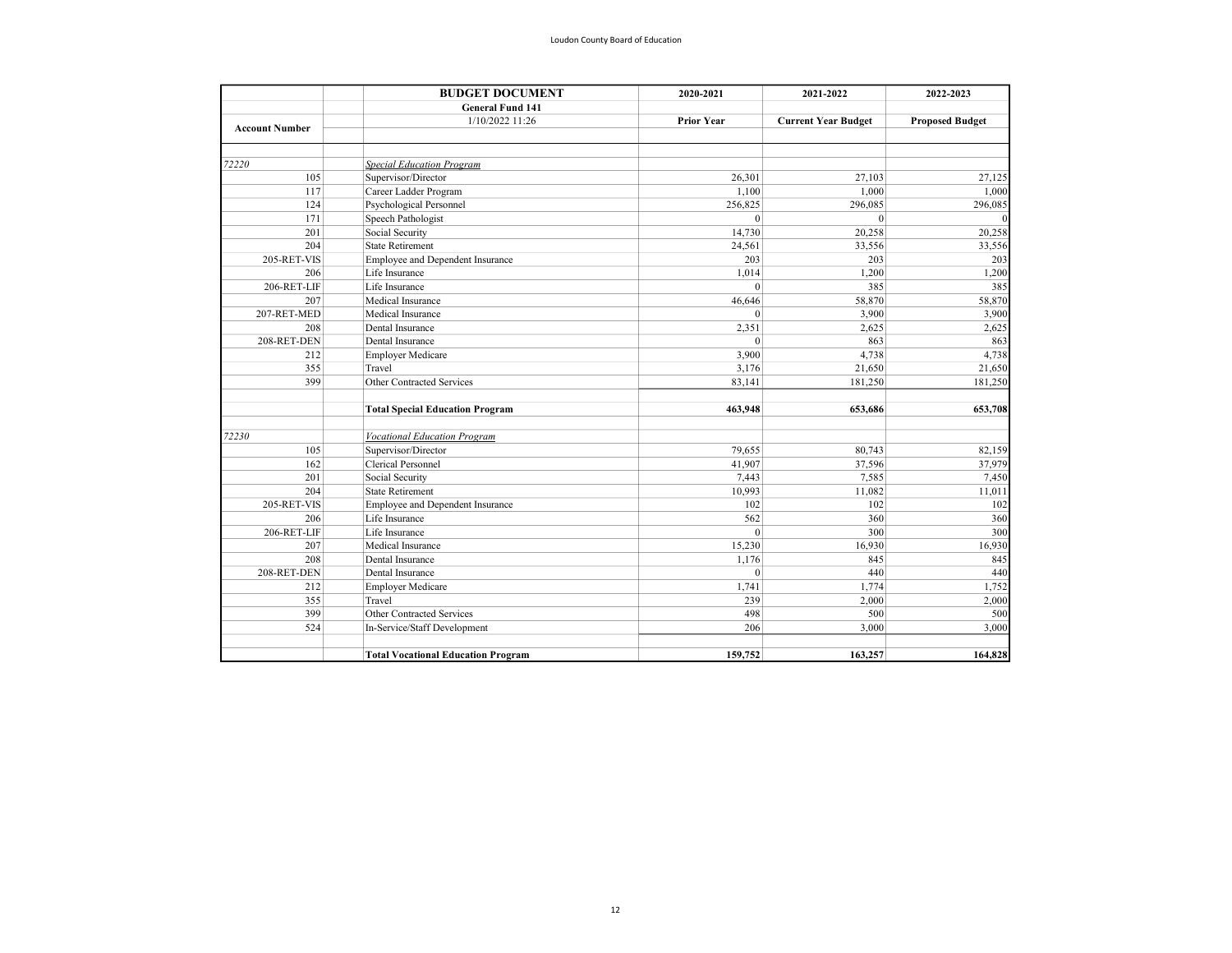| Account Number | | BUDGET DOCUMENT | 2020-2021 | 2021-2022 | 2022-2023 |
|---|---|---|---|---|---|
| | | General Fund 141 | | | |
| | | 1/10/2022 11:26 | Prior Year | Current Year Budget | Proposed Budget |
| | | | | | |
| 72220 | | *Special Education Program* | | | |
| 105 | | Supervisor/Director | 26,301 | 27,103 | 27,125 |
| 117 | | Career Ladder Program | 1,100 | 1,000 | 1,000 |
| 124 | | Psychological Personnel | 256,825 | 296,085 | 296,085 |
| 171 | | Speech Pathologist | 0 | 0 | 0 |
| 201 | | Social Security | 14,730 | 20,258 | 20,258 |
| 204 | | State Retirement | 24,561 | 33,556 | 33,556 |
| 205-RET-VIS | | Employee and Dependent Insurance | 203 | 203 | 203 |
| 206 | | Life Insurance | 1,014 | 1,200 | 1,200 |
| 206-RET-LIF | | Life Insurance | 0 | 385 | 385 |
| 207 | | Medical Insurance | 46,646 | 58,870 | 58,870 |
| 207-RET-MED | | Medical Insurance | 0 | 3,900 | 3,900 |
| 208 | | Dental Insurance | 2,351 | 2,625 | 2,625 |
| 208-RET-DEN | | Dental Insurance | 0 | 863 | 863 |
| 212 | | Employer Medicare | 3,900 | 4,738 | 4,738 |
| 355 | | Travel | 3,176 | 21,650 | 21,650 |
| 399 | | Other Contracted Services | 83,141 | 181,250 | 181,250 |
| | | | | | |
| | | **Total Special Education Program** | **463,948** | **653,686** | **653,708** |
| | | | | | |
| 72230 | | *Vocational Education Program* | | | |
| 105 | | Supervisor/Director | 79,655 | 80,743 | 82,159 |
| 162 | | Clerical Personnel | 41,907 | 37,596 | 37,979 |
| 201 | | Social Security | 7,443 | 7,585 | 7,450 |
| 204 | | State Retirement | 10,993 | 11,082 | 11,011 |
| 205-RET-VIS | | Employee and Dependent Insurance | 102 | 102 | 102 |
| 206 | | Life Insurance | 562 | 360 | 360 |
| 206-RET-LIF | | Life Insurance | 0 | 300 | 300 |
| 207 | | Medical Insurance | 15,230 | 16,930 | 16,930 |
| 208 | | Dental Insurance | 1,176 | 845 | 845 |
| 208-RET-DEN | | Dental Insurance | 0 | 440 | 440 |
| 212 | | Employer Medicare | 1,741 | 1,774 | 1,752 |
| 355 | | Travel | 239 | 2,000 | 2,000 |
| 399 | | Other Contracted Services | 498 | 500 | 500 |
| 524 | | In-Service/Staff Development | 206 | 3,000 | 3,000 |
| | | | | | |
| | | **Total Vocational Education Program** | **159,752** | **163,257** | **164,828** |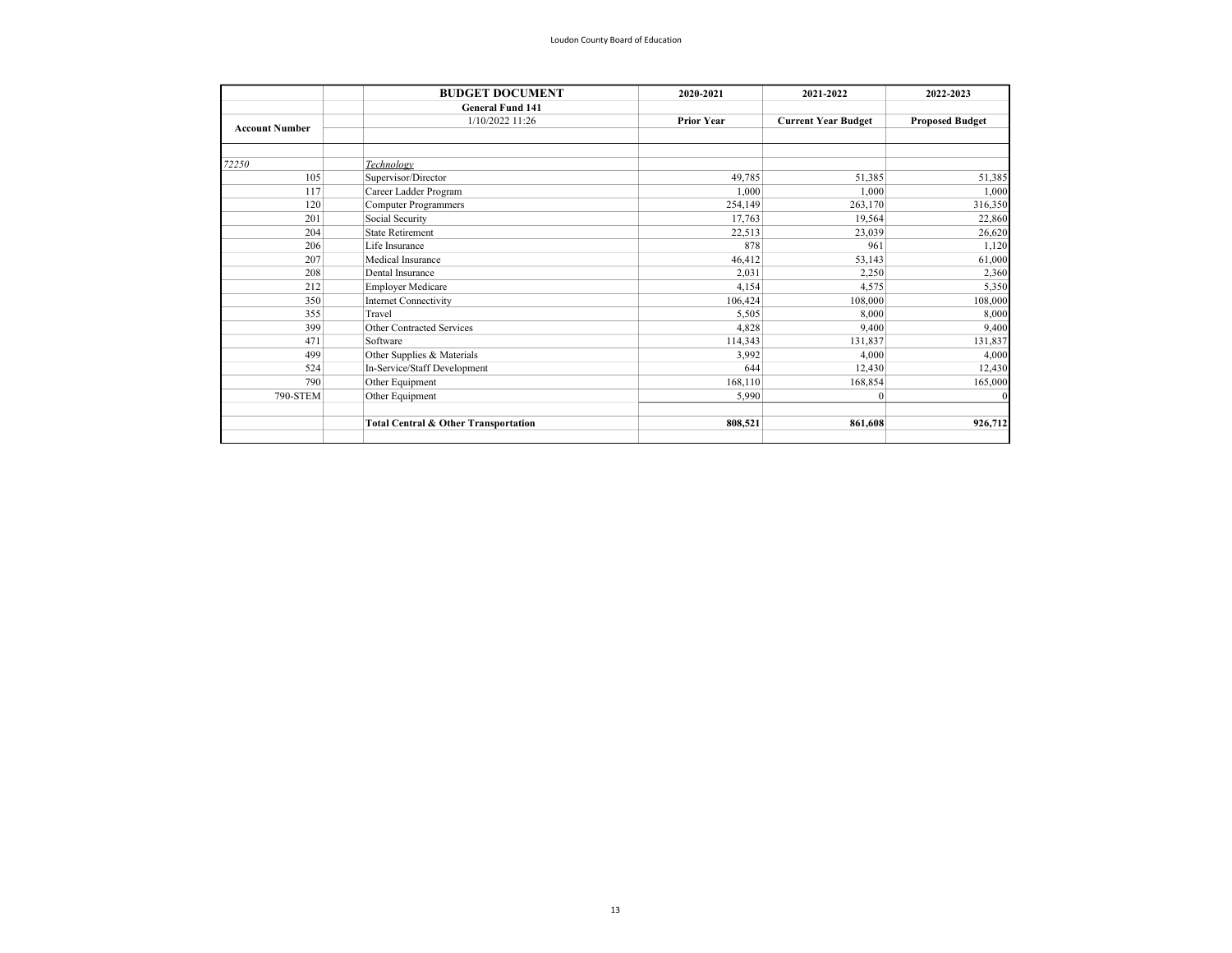| Account Number | | BUDGET DOCUMENT<br>General Fund 141<br>1/10/2022 11:26 | 2020-2021<br>Prior Year | 2021-2022<br>Current Year Budget | 2022-2023<br>Proposed Budget |
|---|---|---|---|---|---|
| *72250* | | *Technology* | | | |
| 105 | | Supervisor/Director | 49,785 | 51,385 | 51,385 |
| 117 | | Career Ladder Program | 1,000 | 1,000 | 1,000 |
| 120 | | Computer Programmers | 254,149 | 263,170 | 316,350 |
| 201 | | Social Security | 17,763 | 19,564 | 22,860 |
| 204 | | State Retirement | 22,513 | 23,039 | 26,620 |
| 206 | | Life Insurance | 878 | 961 | 1,120 |
| 207 | | Medical Insurance | 46,412 | 53,143 | 61,000 |
| 208 | | Dental Insurance | 2,031 | 2,250 | 2,360 |
| 212 | | Employer Medicare | 4,154 | 4,575 | 5,350 |
| 350 | | Internet Connectivity | 106,424 | 108,000 | 108,000 |
| 355 | | Travel | 5,505 | 8,000 | 8,000 |
| 399 | | Other Contracted Services | 4,828 | 9,400 | 9,400 |
| 471 | | Software | 114,343 | 131,837 | 131,837 |
| 499 | | Other Supplies & Materials | 3,992 | 4,000 | 4,000 |
| 524 | | In-Service/Staff Development | 644 | 12,430 | 12,430 |
| 790 | | Other Equipment | 168,110 | 168,854 | 165,000 |
| 790-STEM | | Other Equipment | 5,990 | 0 | 0 |
| | | **Total Central & Other Transportation** | **808,521** | **861,608** | **926,712** |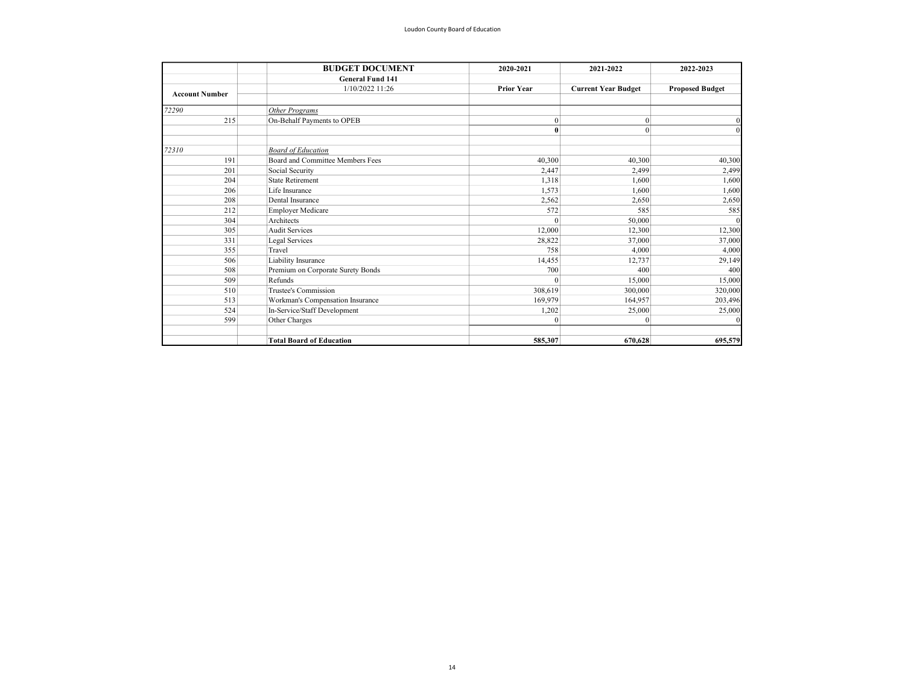| Account Number | | BUDGET DOCUMENT | 2020-2021 | 2021-2022 | 2022-2023 |
|---|---|---|---|---|---|
| | | **General Fund 141** | | | |
| | | 1/10/2022 11:26 | **Prior Year** | **Current Year Budget** | **Proposed Budget** |
| *72290* | | *Other Programs* | | | |
| 215 | | On-Behalf Payments to OPEB | 0 | 0 | 0 |
| | | | **0** | 0 | 0 |
| *72310* | | *Board of Education* | | | |
| 191 | | Board and Committee Members Fees | 40,300 | 40,300 | 40,300 |
| 201 | | Social Security | 2,447 | 2,499 | 2,499 |
| 204 | | State Retirement | 1,318 | 1,600 | 1,600 |
| 206 | | Life Insurance | 1,573 | 1,600 | 1,600 |
| 208 | | Dental Insurance | 2,562 | 2,650 | 2,650 |
| 212 | | Employer Medicare | 572 | 585 | 585 |
| 304 | | Architects | 0 | 50,000 | 0 |
| 305 | | Audit Services | 12,000 | 12,300 | 12,300 |
| 331 | | Legal Services | 28,822 | 37,000 | 37,000 |
| 355 | | Travel | 758 | 4,000 | 4,000 |
| 506 | | Liability Insurance | 14,455 | 12,737 | 29,149 |
| 508 | | Premium on Corporate Surety Bonds | 700 | 400 | 400 |
| 509 | | Refunds | 0 | 15,000 | 15,000 |
| 510 | | Trustee's Commission | 308,619 | 300,000 | 320,000 |
| 513 | | Workman's Compensation Insurance | 169,979 | 164,957 | 203,496 |
| 524 | | In-Service/Staff Development | 1,202 | 25,000 | 25,000 |
| 599 | | Other Charges | 0 | 0 | 0 |
| | | **Total Board of Education** | **585,307** | **670,628** | **695,579** |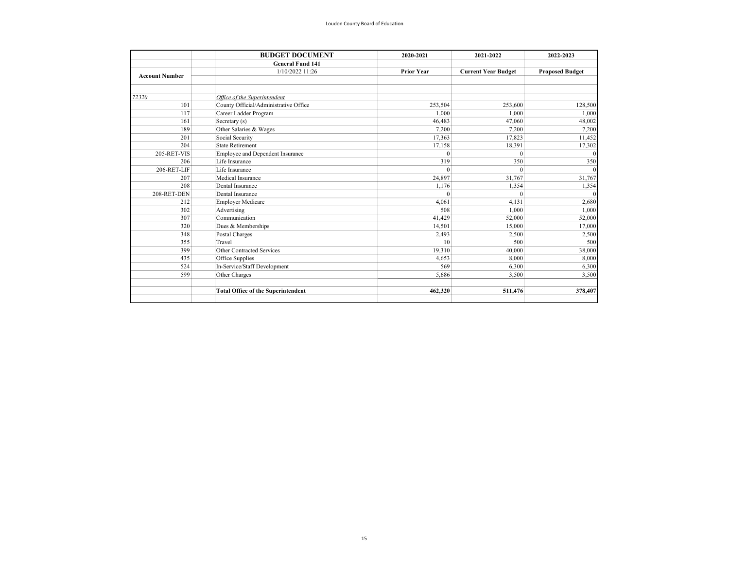| Account Number | | BUDGET DOCUMENT<br>General Fund 141<br>1/10/2022 11:26 | 2020-2021<br>Prior Year | 2021-2022<br>Current Year Budget | 2022-2023<br>Proposed Budget |
|---|---|---|---|---|---|
| *72320* | | ***Office of the Superintendent*** | | | |
| 101 | | County Official/Administrative Office | 253,504 | 253,600 | 128,500 |
| 117 | | Career Ladder Program | 1,000 | 1,000 | 1,000 |
| 161 | | Secretary (s) | 46,483 | 47,060 | 48,002 |
| 189 | | Other Salaries & Wages | 7,200 | 7,200 | 7,200 |
| 201 | | Social Security | 17,363 | 17,823 | 11,452 |
| 204 | | State Retirement | 17,158 | 18,391 | 17,302 |
| 205-RET-VIS | | Employee and Dependent Insurance | 0 | 0 | 0 |
| 206 | | Life Insurance | 319 | 350 | 350 |
| 206-RET-LIF | | Life Insurance | 0 | 0 | 0 |
| 207 | | Medical Insurance | 24,897 | 31,767 | 31,767 |
| 208 | | Dental Insurance | 1,176 | 1,354 | 1,354 |
| 208-RET-DEN | | Dental Insurance | 0 | 0 | 0 |
| 212 | | Employer Medicare | 4,061 | 4,131 | 2,680 |
| 302 | | Advertising | 508 | 1,000 | 1,000 |
| 307 | | Communication | 41,429 | 52,000 | 52,000 |
| 320 | | Dues & Memberships | 14,501 | 15,000 | 17,000 |
| 348 | | Postal Charges | 2,493 | 2,500 | 2,500 |
| 355 | | Travel | 10 | 500 | 500 |
| 399 | | Other Contracted Services | 19,310 | 40,000 | 38,000 |
| 435 | | Office Supplies | 4,653 | 8,000 | 8,000 |
| 524 | | In-Service/Staff Development | 569 | 6,300 | 6,300 |
| 599 | | Other Charges | 5,686 | 3,500 | 3,500 |
| | | **Total Office of the Superintendent** | **462,320** | **511,476** | **378,407** |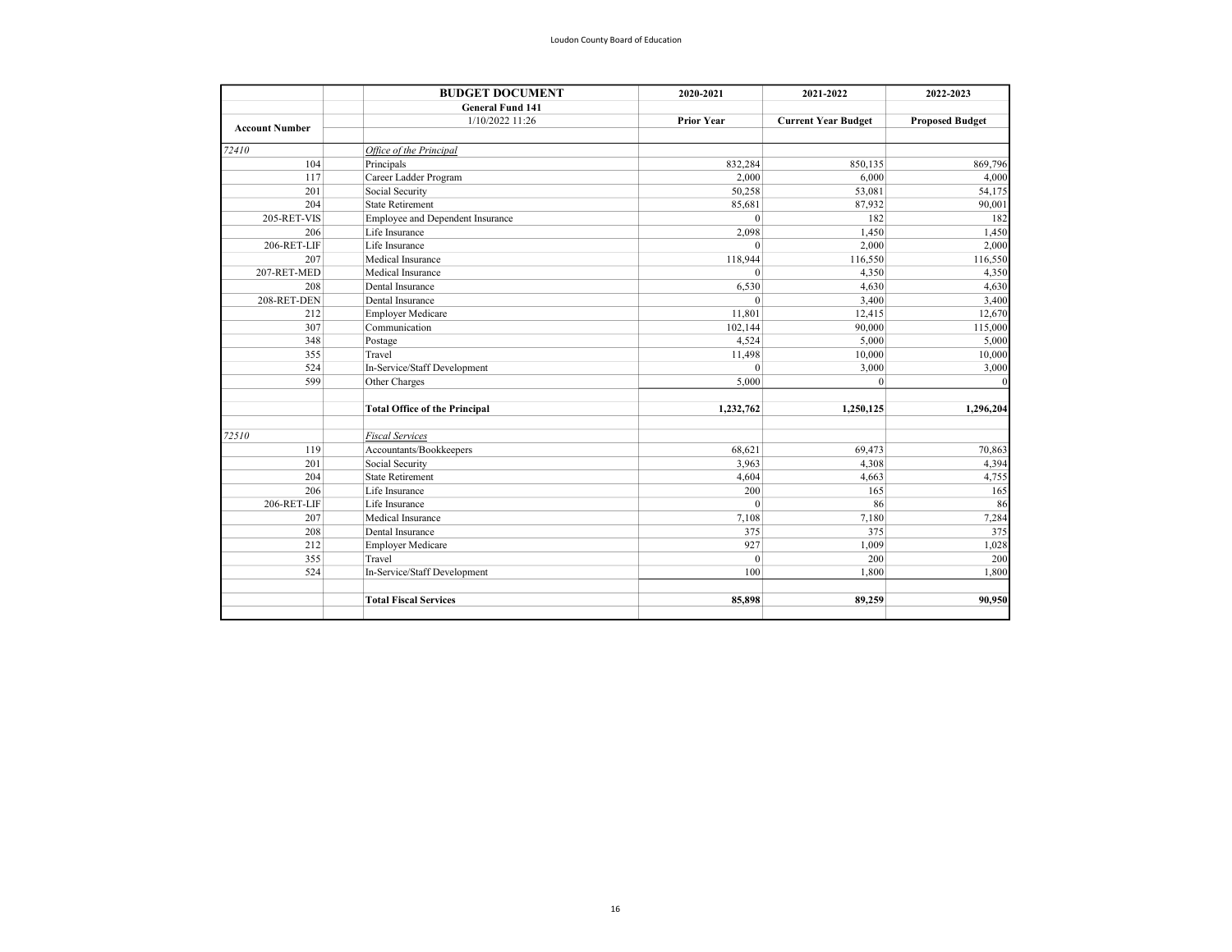| Account Number | | BUDGET DOCUMENT<br>General Fund 141<br>1/10/2022 11:26 | 2020-2021<br>Prior Year | 2021-2022<br>Current Year Budget | 2022-2023<br>Proposed Budget |
|---|---|---|---|---|---|
| *72410* | | *Office of the Principal* | | | |
| 104 | | Principals | 832,284 | 850,135 | 869,796 |
| 117 | | Career Ladder Program | 2,000 | 6,000 | 4,000 |
| 201 | | Social Security | 50,258 | 53,081 | 54,175 |
| 204 | | State Retirement | 85,681 | 87,932 | 90,001 |
| 205-RET-VIS | | Employee and Dependent Insurance | 0 | 182 | 182 |
| 206 | | Life Insurance | 2,098 | 1,450 | 1,450 |
| 206-RET-LIF | | Life Insurance | 0 | 2,000 | 2,000 |
| 207 | | Medical Insurance | 118,944 | 116,550 | 116,550 |
| 207-RET-MED | | Medical Insurance | 0 | 4,350 | 4,350 |
| 208 | | Dental Insurance | 6,530 | 4,630 | 4,630 |
| 208-RET-DEN | | Dental Insurance | 0 | 3,400 | 3,400 |
| 212 | | Employer Medicare | 11,801 | 12,415 | 12,670 |
| 307 | | Communication | 102,144 | 90,000 | 115,000 |
| 348 | | Postage | 4,524 | 5,000 | 5,000 |
| 355 | | Travel | 11,498 | 10,000 | 10,000 |
| 524 | | In-Service/Staff Development | 0 | 3,000 | 3,000 |
| 599 | | Other Charges | 5,000 | 0 | 0 |
| | | **Total Office of the Principal** | **1,232,762** | **1,250,125** | **1,296,204** |
| *72510* | | *Fiscal Services* | | | |
| 119 | | Accountants/Bookkeepers | 68,621 | 69,473 | 70,863 |
| 201 | | Social Security | 3,963 | 4,308 | 4,394 |
| 204 | | State Retirement | 4,604 | 4,663 | 4,755 |
| 206 | | Life Insurance | 200 | 165 | 165 |
| 206-RET-LIF | | Life Insurance | 0 | 86 | 86 |
| 207 | | Medical Insurance | 7,108 | 7,180 | 7,284 |
| 208 | | Dental Insurance | 375 | 375 | 375 |
| 212 | | Employer Medicare | 927 | 1,009 | 1,028 |
| 355 | | Travel | 0 | 200 | 200 |
| 524 | | In-Service/Staff Development | 100 | 1,800 | 1,800 |
| | | **Total Fiscal Services** | **85,898** | **89,259** | **90,950** |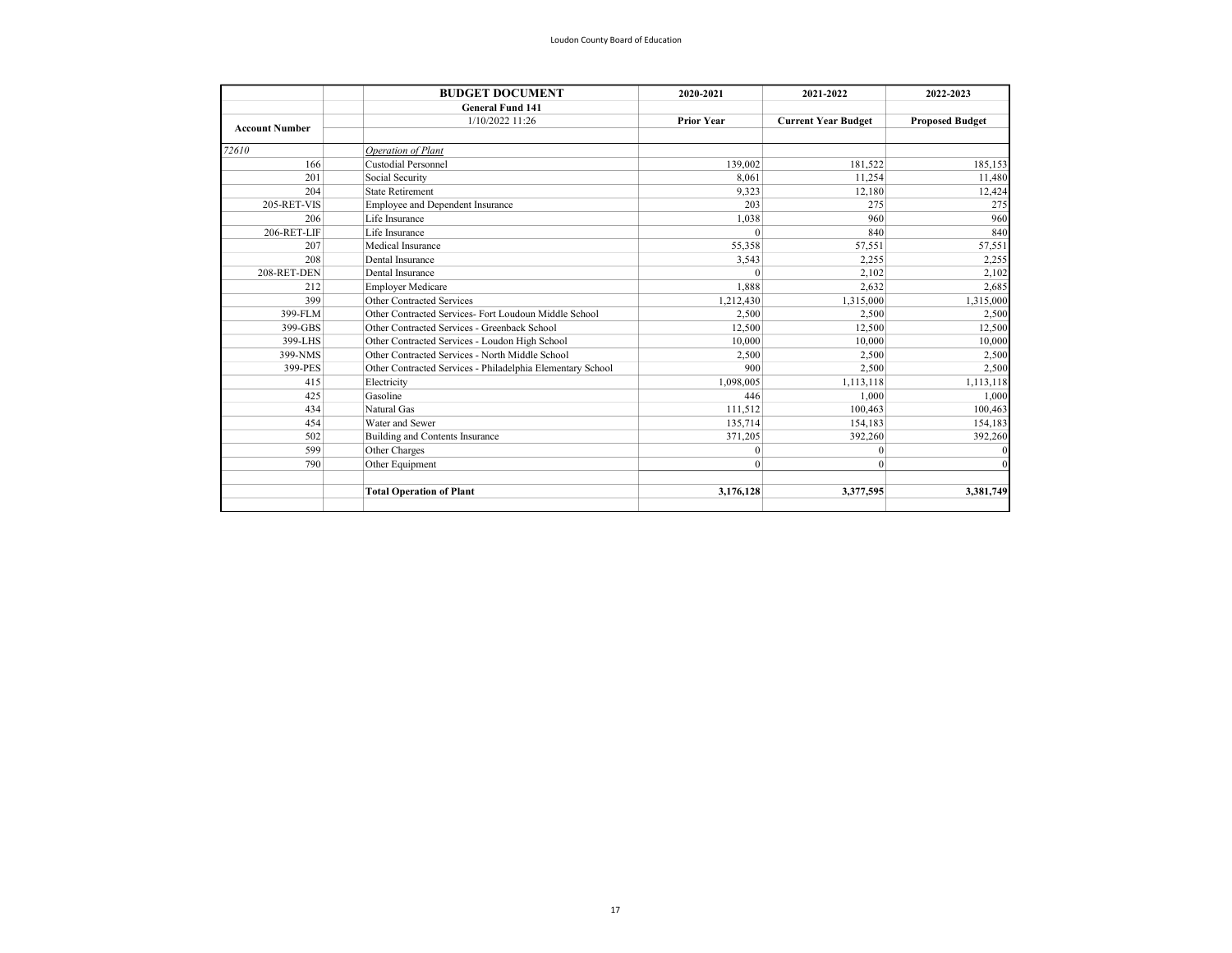| Account Number | | BUDGET DOCUMENT | 2020-2021 | 2021-2022 | 2022-2023 |
|---|---|---|---|---|---|
| | | **General Fund 141** | | | |
| | | 1/10/2022 11:26 | **Prior Year** | **Current Year Budget** | **Proposed Budget** |
| *72610* | | *Operation of Plant* | | | |
| 166 | | Custodial Personnel | 139,002 | 181,522 | 185,153 |
| 201 | | Social Security | 8,061 | 11,254 | 11,480 |
| 204 | | State Retirement | 9,323 | 12,180 | 12,424 |
| 205-RET-VIS | | Employee and Dependent Insurance | 203 | 275 | 275 |
| 206 | | Life Insurance | 1,038 | 960 | 960 |
| 206-RET-LIF | | Life Insurance | 0 | 840 | 840 |
| 207 | | Medical Insurance | 55,358 | 57,551 | 57,551 |
| 208 | | Dental Insurance | 3,543 | 2,255 | 2,255 |
| 208-RET-DEN | | Dental Insurance | 0 | 2,102 | 2,102 |
| 212 | | Employer Medicare | 1,888 | 2,632 | 2,685 |
| 399 | | Other Contracted Services | 1,212,430 | 1,315,000 | 1,315,000 |
| 399-FLM | | Other Contracted Services- Fort Loudoun Middle School | 2,500 | 2,500 | 2,500 |
| 399-GBS | | Other Contracted Services - Greenback School | 12,500 | 12,500 | 12,500 |
| 399-LHS | | Other Contracted Services - Loudon High School | 10,000 | 10,000 | 10,000 |
| 399-NMS | | Other Contracted Services - North Middle School | 2,500 | 2,500 | 2,500 |
| 399-PES | | Other Contracted Services - Philadelphia Elementary School | 900 | 2,500 | 2,500 |
| 415 | | Electricity | 1,098,005 | 1,113,118 | 1,113,118 |
| 425 | | Gasoline | 446 | 1,000 | 1,000 |
| 434 | | Natural Gas | 111,512 | 100,463 | 100,463 |
| 454 | | Water and Sewer | 135,714 | 154,183 | 154,183 |
| 502 | | Building and Contents Insurance | 371,205 | 392,260 | 392,260 |
| 599 | | Other Charges | 0 | 0 | 0 |
| 790 | | Other Equipment | 0 | 0 | 0 |
| | | **Total Operation of Plant** | **3,176,128** | **3,377,595** | **3,381,749** |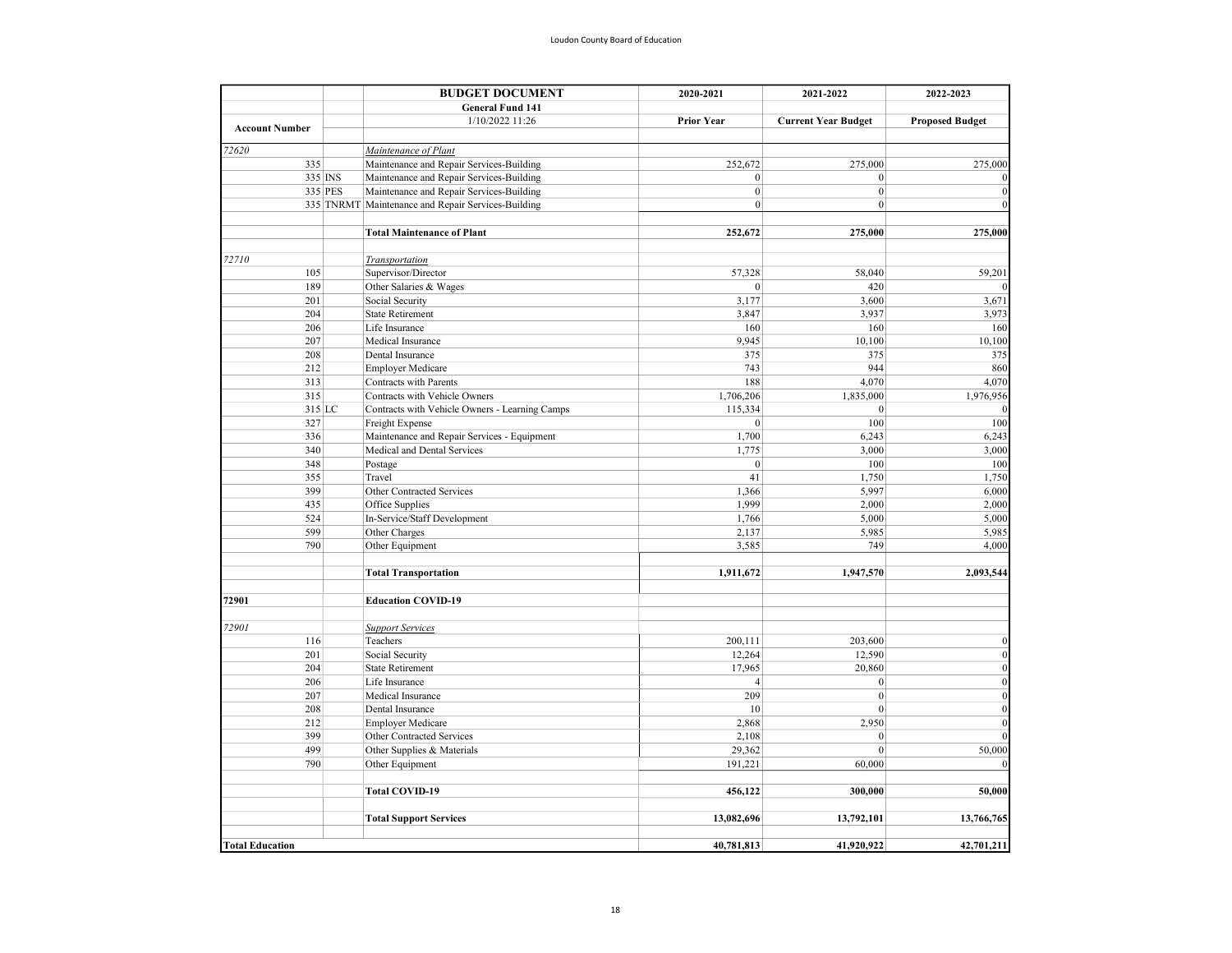Loudon County Board of Education

| Account Number | | BUDGET DOCUMENT<br>General Fund 141<br>1/10/2022 11:26 | 2020-2021<br>Prior Year | 2021-2022<br>Current Year Budget | 2022-2023<br>Proposed Budget |
|---|---|---|---|---|---|
| *72620* | | *Maintenance of Plant* | | | |
| 335 | | Maintenance and Repair Services-Building | 252,672 | 275,000 | 275,000 |
| 335 | INS | Maintenance and Repair Services-Building | 0 | 0 | 0 |
| 335 | PES | Maintenance and Repair Services-Building | 0 | 0 | 0 |
| 335 | TNRMT | Maintenance and Repair Services-Building | 0 | 0 | 0 |
| | | **Total Maintenance of Plant** | **252,672** | **275,000** | **275,000** |
| *72710* | | *Transportation* | | | |
| 105 | | Supervisor/Director | 57,328 | 58,040 | 59,201 |
| 189 | | Other Salaries & Wages | 0 | 420 | 0 |
| 201 | | Social Security | 3,177 | 3,600 | 3,671 |
| 204 | | State Retirement | 3,847 | 3,937 | 3,973 |
| 206 | | Life Insurance | 160 | 160 | 160 |
| 207 | | Medical Insurance | 9,945 | 10,100 | 10,100 |
| 208 | | Dental Insurance | 375 | 375 | 375 |
| 212 | | Employer Medicare | 743 | 944 | 860 |
| 313 | | Contracts with Parents | 188 | 4,070 | 4,070 |
| 315 | | Contracts with Vehicle Owners | 1,706,206 | 1,835,000 | 1,976,956 |
| 315 | LC | Contracts with Vehicle Owners - Learning Camps | 115,334 | 0 | 0 |
| 327 | | Freight Expense | 0 | 100 | 100 |
| 336 | | Maintenance and Repair Services - Equipment | 1,700 | 6,243 | 6,243 |
| 340 | | Medical and Dental Services | 1,775 | 3,000 | 3,000 |
| 348 | | Postage | 0 | 100 | 100 |
| 355 | | Travel | 41 | 1,750 | 1,750 |
| 399 | | Other Contracted Services | 1,366 | 5,997 | 6,000 |
| 435 | | Office Supplies | 1,999 | 2,000 | 2,000 |
| 524 | | In-Service/Staff Development | 1,766 | 5,000 | 5,000 |
| 599 | | Other Charges | 2,137 | 5,985 | 5,985 |
| 790 | | Other Equipment | 3,585 | 749 | 4,000 |
| | | **Total Transportation** | **1,911,672** | **1,947,570** | **2,093,544** |
| **72901** | | **Education COVID-19** | | | |
| *72901* | | *Support Services* | | | |
| 116 | | Teachers | 200,111 | 203,600 | 0 |
| 201 | | Social Security | 12,264 | 12,590 | 0 |
| 204 | | State Retirement | 17,965 | 20,860 | 0 |
| 206 | | Life Insurance | 4 | 0 | 0 |
| 207 | | Medical Insurance | 209 | 0 | 0 |
| 208 | | Dental Insurance | 10 | 0 | 0 |
| 212 | | Employer Medicare | 2,868 | 2,950 | 0 |
| 399 | | Other Contracted Services | 2,108 | 0 | 0 |
| 499 | | Other Supplies & Materials | 29,362 | 0 | 50,000 |
| 790 | | Other Equipment | 191,221 | 60,000 | 0 |
| | | **Total COVID-19** | **456,122** | **300,000** | **50,000** |
| | | **Total Support Services** | **13,082,696** | **13,792,101** | **13,766,765** |
| **Total Education** | | | **40,781,813** | **41,920,922** | **42,701,211** |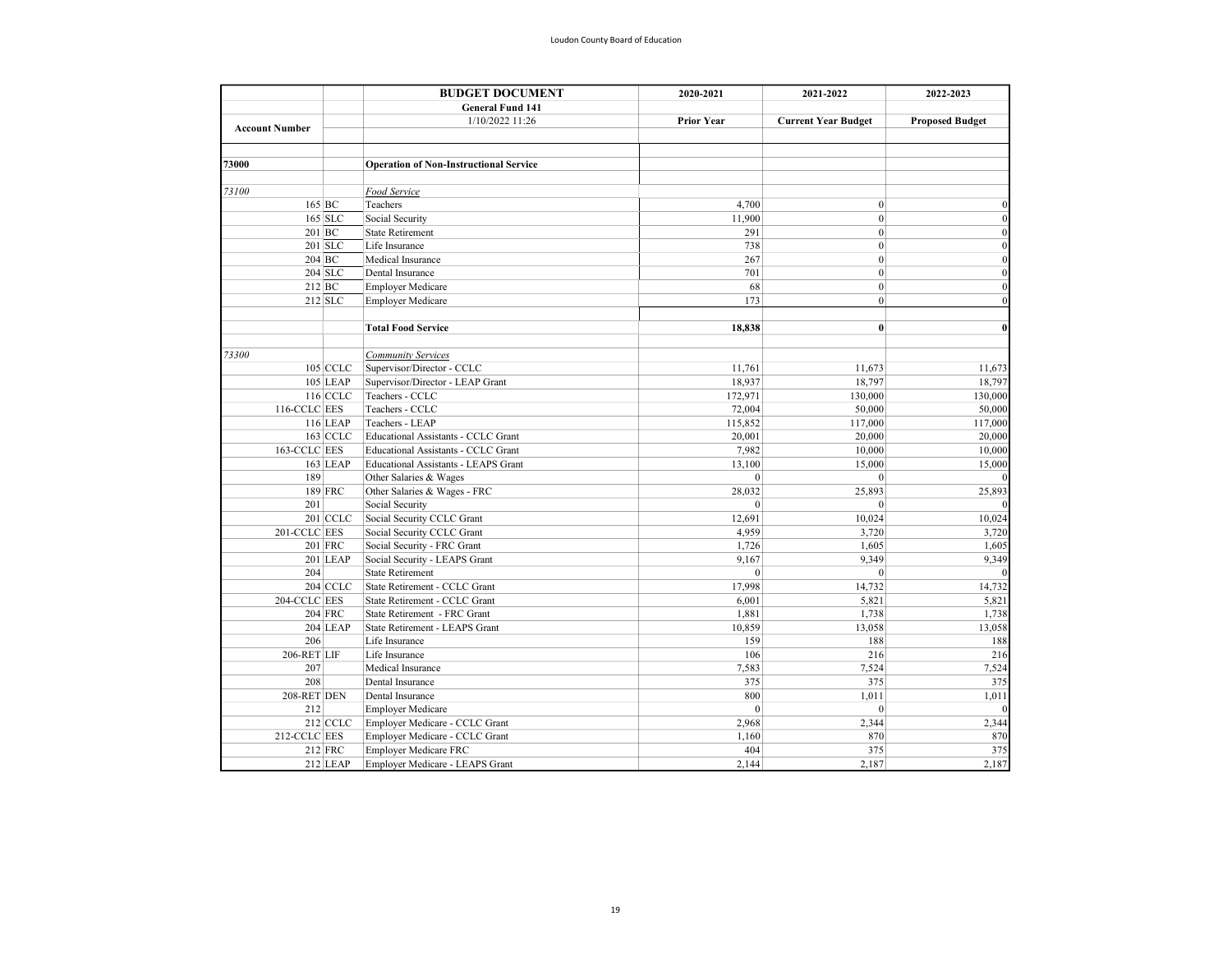| Account Number | | BUDGET DOCUMENT | 2020-2021 | 2021-2022 | 2022-2023 |
|---|---|---|---|---|---|
| | | **General Fund 141** | | | |
| | | 1/10/2022 11:26 | **Prior Year** | **Current Year Budget** | **Proposed Budget** |
| | | | | | |
| **73000** | | **Operation of Non-Instructional Service** | | | |
| | | | | | |
| *73100* | | *Food Service* | | | |
| 165 | BC | Teachers | 4,700 | 0 | 0 |
| 165 | SLC | Social Security | 11,900 | 0 | 0 |
| 201 | BC | State Retirement | 291 | 0 | 0 |
| 201 | SLC | Life Insurance | 738 | 0 | 0 |
| 204 | BC | Medical Insurance | 267 | 0 | 0 |
| 204 | SLC | Dental Insurance | 701 | 0 | 0 |
| 212 | BC | Employer Medicare | 68 | 0 | 0 |
| 212 | SLC | Employer Medicare | 173 | 0 | 0 |
| | | | | | |
| | | **Total Food Service** | **18,838** | **0** | **0** |
| | | | | | |
| *73300* | | *Community Services* | | | |
| 105 | CCLC | Supervisor/Director - CCLC | 11,761 | 11,673 | 11,673 |
| 105 | LEAP | Supervisor/Director - LEAP Grant | 18,937 | 18,797 | 18,797 |
| 116 | CCLC | Teachers - CCLC | 172,971 | 130,000 | 130,000 |
| 116-CCLC | EES | Teachers - CCLC | 72,004 | 50,000 | 50,000 |
| 116 | LEAP | Teachers - LEAP | 115,852 | 117,000 | 117,000 |
| 163 | CCLC | Educational Assistants - CCLC Grant | 20,001 | 20,000 | 20,000 |
| 163-CCLC | EES | Educational Assistants - CCLC Grant | 7,982 | 10,000 | 10,000 |
| 163 | LEAP | Educational Assistants - LEAPS Grant | 13,100 | 15,000 | 15,000 |
| 189 | | Other Salaries & Wages | 0 | 0 | 0 |
| 189 | FRC | Other Salaries & Wages - FRC | 28,032 | 25,893 | 25,893 |
| 201 | | Social Security | 0 | 0 | 0 |
| 201 | CCLC | Social Security CCLC Grant | 12,691 | 10,024 | 10,024 |
| 201-CCLC | EES | Social Security CCLC Grant | 4,959 | 3,720 | 3,720 |
| 201 | FRC | Social Security - FRC Grant | 1,726 | 1,605 | 1,605 |
| 201 | LEAP | Social Security - LEAPS Grant | 9,167 | 9,349 | 9,349 |
| 204 | | State Retirement | 0 | 0 | 0 |
| 204 | CCLC | State Retirement - CCLC Grant | 17,998 | 14,732 | 14,732 |
| 204-CCLC | EES | State Retirement - CCLC Grant | 6,001 | 5,821 | 5,821 |
| 204 | FRC | State Retirement - FRC Grant | 1,881 | 1,738 | 1,738 |
| 204 | LEAP | State Retirement - LEAPS Grant | 10,859 | 13,058 | 13,058 |
| 206 | | Life Insurance | 159 | 188 | 188 |
| 206-RET | LIF | Life Insurance | 106 | 216 | 216 |
| 207 | | Medical Insurance | 7,583 | 7,524 | 7,524 |
| 208 | | Dental Insurance | 375 | 375 | 375 |
| 208-RET | DEN | Dental Insurance | 800 | 1,011 | 1,011 |
| 212 | | Employer Medicare | 0 | 0 | 0 |
| 212 | CCLC | Employer Medicare - CCLC Grant | 2,968 | 2,344 | 2,344 |
| 212-CCLC | EES | Employer Medicare - CCLC Grant | 1,160 | 870 | 870 |
| 212 | FRC | Employer Medicare FRC | 404 | 375 | 375 |
| 212 | LEAP | Employer Medicare - LEAPS Grant | 2,144 | 2,187 | 2,187 |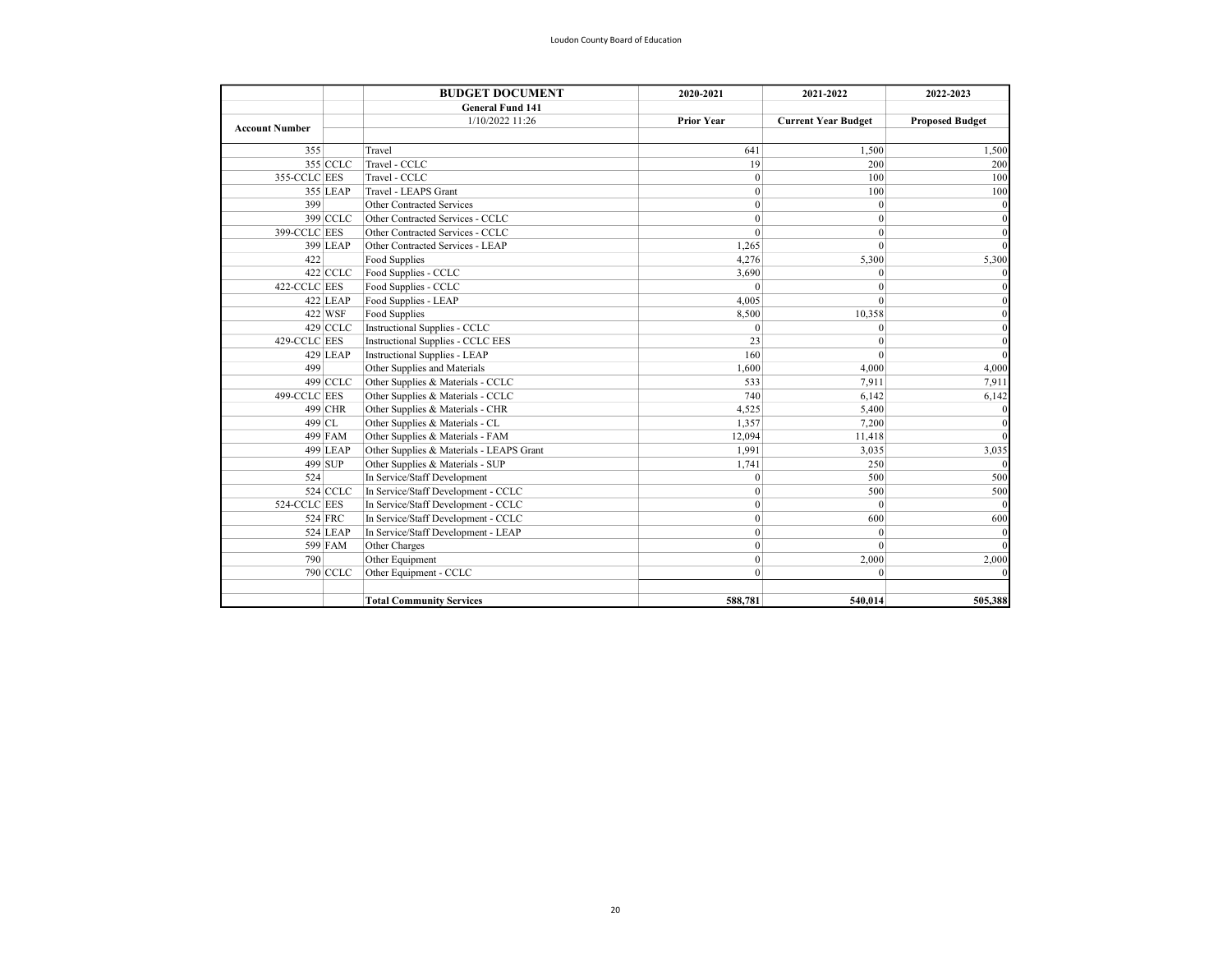| Account Number | | BUDGET DOCUMENT | 2020-2021 | 2021-2022 | 2022-2023 |
|---|---|---|---|---|---|
| | | General Fund 141 | | | |
| | | 1/10/2022 11:26 | Prior Year | Current Year Budget | Proposed Budget |
| 355 | | Travel | 641 | 1,500 | 1,500 |
| 355 | CCLC | Travel - CCLC | 19 | 200 | 200 |
| 355-CCLC | EES | Travel - CCLC | 0 | 100 | 100 |
| 355 | LEAP | Travel - LEAPS Grant | 0 | 100 | 100 |
| 399 | | Other Contracted Services | 0 | 0 | 0 |
| 399 | CCLC | Other Contracted Services - CCLC | 0 | 0 | 0 |
| 399-CCLC | EES | Other Contracted Services - CCLC | 0 | 0 | 0 |
| 399 | LEAP | Other Contracted Services - LEAP | 1,265 | 0 | 0 |
| 422 | | Food Supplies | 4,276 | 5,300 | 5,300 |
| 422 | CCLC | Food Supplies - CCLC | 3,690 | 0 | 0 |
| 422-CCLC | EES | Food Supplies - CCLC | 0 | 0 | 0 |
| 422 | LEAP | Food Supplies - LEAP | 4,005 | 0 | 0 |
| 422 | WSF | Food Supplies | 8,500 | 10,358 | 0 |
| 429 | CCLC | Instructional Supplies - CCLC | 0 | 0 | 0 |
| 429-CCLC | EES | Instructional Supplies - CCLC EES | 23 | 0 | 0 |
| 429 | LEAP | Instructional Supplies - LEAP | 160 | 0 | 0 |
| 499 | | Other Supplies and Materials | 1,600 | 4,000 | 4,000 |
| 499 | CCLC | Other Supplies & Materials - CCLC | 533 | 7,911 | 7,911 |
| 499-CCLC | EES | Other Supplies & Materials - CCLC | 740 | 6,142 | 6,142 |
| 499 | CHR | Other Supplies & Materials - CHR | 4,525 | 5,400 | 0 |
| 499 | CL | Other Supplies & Materials - CL | 1,357 | 7,200 | 0 |
| 499 | FAM | Other Supplies & Materials - FAM | 12,094 | 11,418 | 0 |
| 499 | LEAP | Other Supplies & Materials - LEAPS Grant | 1,991 | 3,035 | 3,035 |
| 499 | SUP | Other Supplies & Materials - SUP | 1,741 | 250 | 0 |
| 524 | | In Service/Staff Development | 0 | 500 | 500 |
| 524 | CCLC | In Service/Staff Development - CCLC | 0 | 500 | 500 |
| 524-CCLC | EES | In Service/Staff Development - CCLC | 0 | 0 | 0 |
| 524 | FRC | In Service/Staff Development - CCLC | 0 | 600 | 600 |
| 524 | LEAP | In Service/Staff Development - LEAP | 0 | 0 | 0 |
| 599 | FAM | Other Charges | 0 | 0 | 0 |
| 790 | | Other Equipment | 0 | 2,000 | 2,000 |
| 790 | CCLC | Other Equipment - CCLC | 0 | 0 | 0 |
| | | | | | |
| | | **Total Community Services** | **588,781** | **540,014** | **505,388** |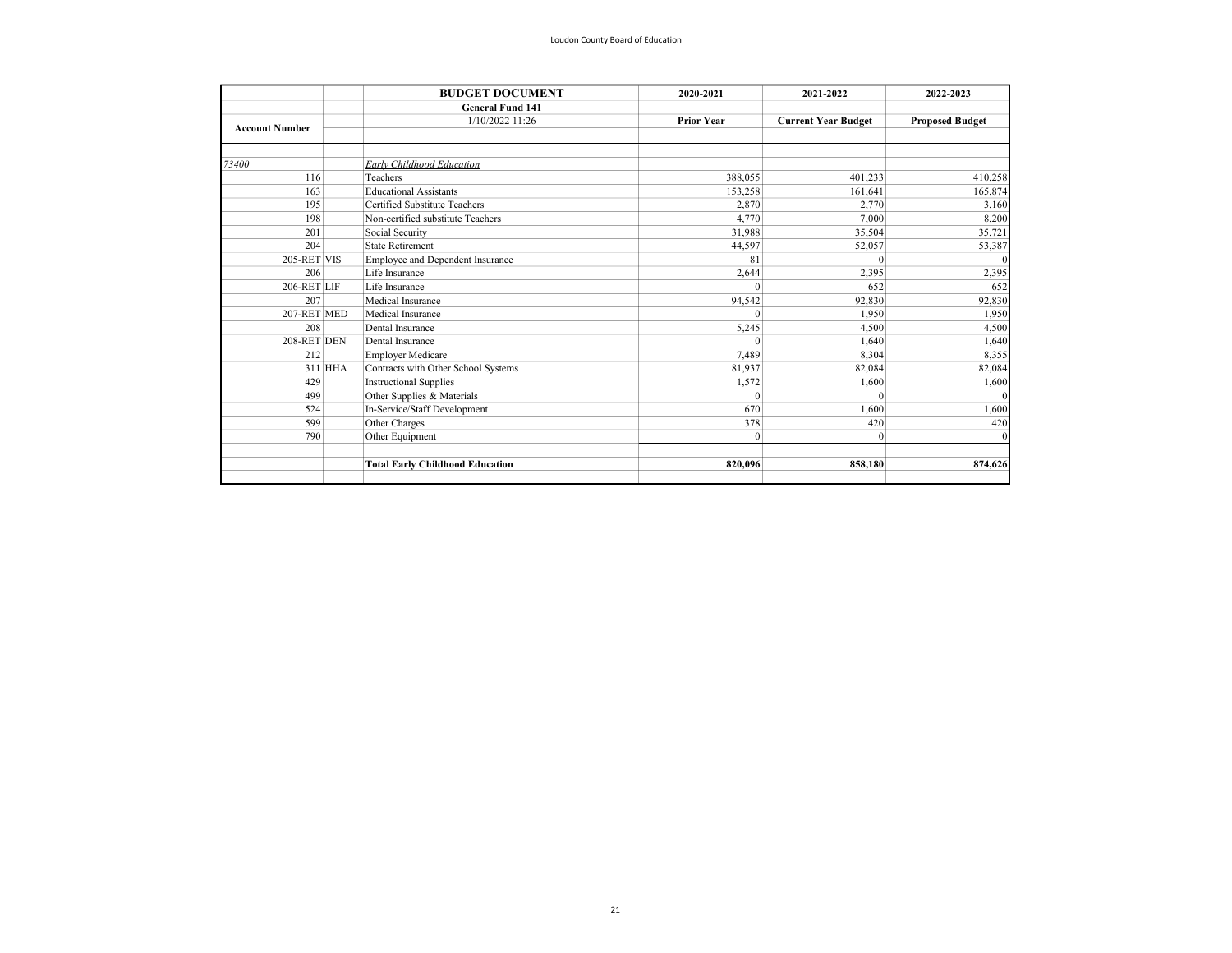| Account Number | | BUDGET DOCUMENT | 2020-2021 | 2021-2022 | 2022-2023 |
|---|---|---|---|---|---|
| | | **General Fund 141** | | | |
| | | 1/10/2022 11:26 | **Prior Year** | **Current Year Budget** | **Proposed Budget** |
| | | | | | |
| *73400* | | *Early Childhood Education* | | | |
| 116 | | Teachers | 388,055 | 401,233 | 410,258 |
| 163 | | Educational Assistants | 153,258 | 161,641 | 165,874 |
| 195 | | Certified Substitute Teachers | 2,870 | 2,770 | 3,160 |
| 198 | | Non-certified substitute Teachers | 4,770 | 7,000 | 8,200 |
| 201 | | Social Security | 31,988 | 35,504 | 35,721 |
| 204 | | State Retirement | 44,597 | 52,057 | 53,387 |
| 205-RET | VIS | Employee and Dependent Insurance | 81 | 0 | 0 |
| 206 | | Life Insurance | 2,644 | 2,395 | 2,395 |
| 206-RET | LIF | Life Insurance | 0 | 652 | 652 |
| 207 | | Medical Insurance | 94,542 | 92,830 | 92,830 |
| 207-RET | MED | Medical Insurance | 0 | 1,950 | 1,950 |
| 208 | | Dental Insurance | 5,245 | 4,500 | 4,500 |
| 208-RET | DEN | Dental Insurance | 0 | 1,640 | 1,640 |
| 212 | | Employer Medicare | 7,489 | 8,304 | 8,355 |
| 311 | HHA | Contracts with Other School Systems | 81,937 | 82,084 | 82,084 |
| 429 | | Instructional Supplies | 1,572 | 1,600 | 1,600 |
| 499 | | Other Supplies & Materials | 0 | 0 | 0 |
| 524 | | In-Service/Staff Development | 670 | 1,600 | 1,600 |
| 599 | | Other Charges | 378 | 420 | 420 |
| 790 | | Other Equipment | 0 | 0 | 0 |
| | | | | | |
| | | **Total Early Childhood Education** | **820,096** | **858,180** | **874,626** |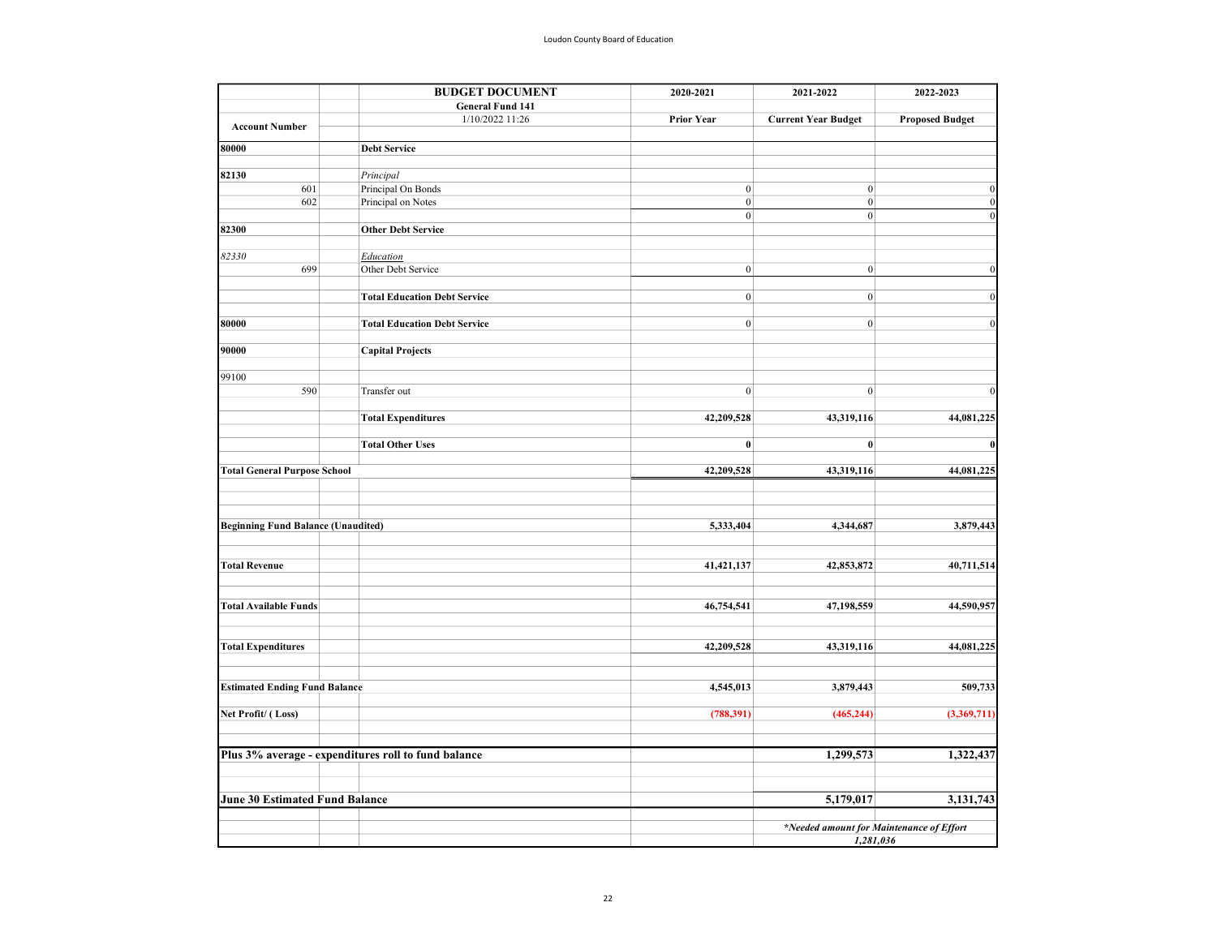| Account Number | | BUDGET DOCUMENT<br>General Fund 141<br>1/10/2022 11:26 | 2020-2021<br>Prior Year | 2021-2022<br>Current Year Budget | 2022-2023<br>Proposed Budget |
|---|---|---|---|---|---|
| **80000** | | **Debt Service** | | | |
| **82130** | | *Principal* | | | |
| 601 | | Principal On Bonds | 0 | 0 | 0 |
| 602 | | Principal on Notes | 0 | 0 | 0 |
| | | | 0 | 0 | 0 |
| **82300** | | **Other Debt Service** | | | |
| *82330* | | *Education* | | | |
| 699 | | Other Debt Service | 0 | 0 | 0 |
| | | **Total Education Debt Service** | 0 | 0 | 0 |
| **80000** | | **Total Education Debt Service** | 0 | 0 | 0 |
| **90000** | | **Capital Projects** | | | |
| 99100 | | | | | |
| 590 | | Transfer out | 0 | 0 | 0 |
| | | **Total Expenditures** | **42,209,528** | **43,319,116** | **44,081,225** |
| | | **Total Other Uses** | **0** | **0** | **0** |
| **Total General Purpose School** | | | **42,209,528** | **43,319,116** | **44,081,225** |
| **Beginning Fund Balance (Unaudited)** | | | **5,333,404** | **4,344,687** | **3,879,443** |
| **Total Revenue** | | | **41,421,137** | **42,853,872** | **40,711,514** |
| **Total Available Funds** | | | **46,754,541** | **47,198,559** | **44,590,957** |
| **Total Expenditures** | | | **42,209,528** | **43,319,116** | **44,081,225** |
| **Estimated Ending Fund Balance** | | | **4,545,013** | **3,879,443** | **509,733** |
| **Net Profit/ ( Loss)** | | | **(788,391)** | **(465,244)** | **(3,369,711)** |
| **Plus 3% average - expenditures roll to fund balance** | | | | **1,299,573** | **1,322,437** |
| **June 30 Estimated Fund Balance** | | | | **5,179,017** | **3,131,743** |
| | | | | ***Needed amount for Maintenance of Effort*** | |
| | | | | ***1,281,036*** | |